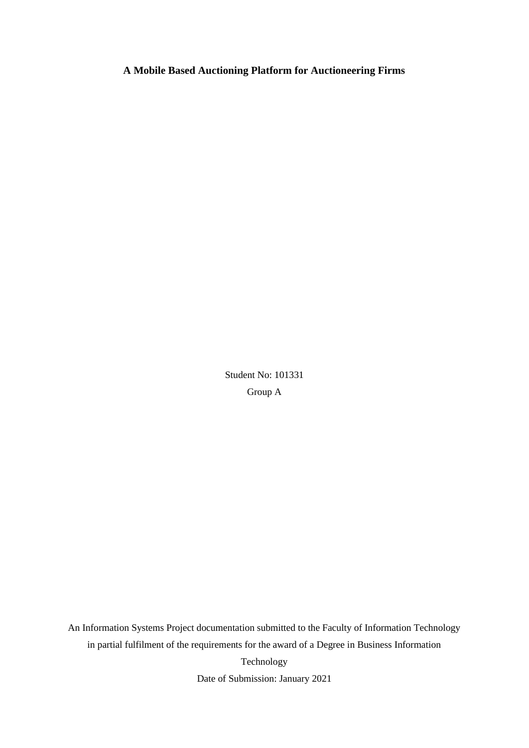**A Mobile Based Auctioning Platform for Auctioneering Firms**

Student No: 101331

Group A

An Information Systems Project documentation submitted to the Faculty of Information Technology in partial fulfilment of the requirements for the award of a Degree in Business Information Technology

Date of Submission: January 2021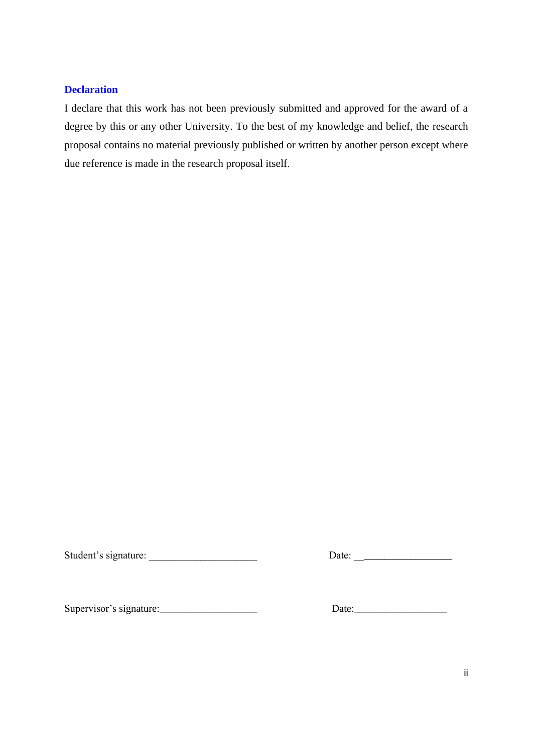## Declaration

I declare that this work has not been previously submitted and approved for the award of a degree by this or any other University. To the best of my knowledge and belief, the research proposal contains no material previously published or written by another person except where due reference is made in the research proposal itself.

Student's signature: ____________________ Date: ___________________

Supervisor's signature: ___________________ Date: __________________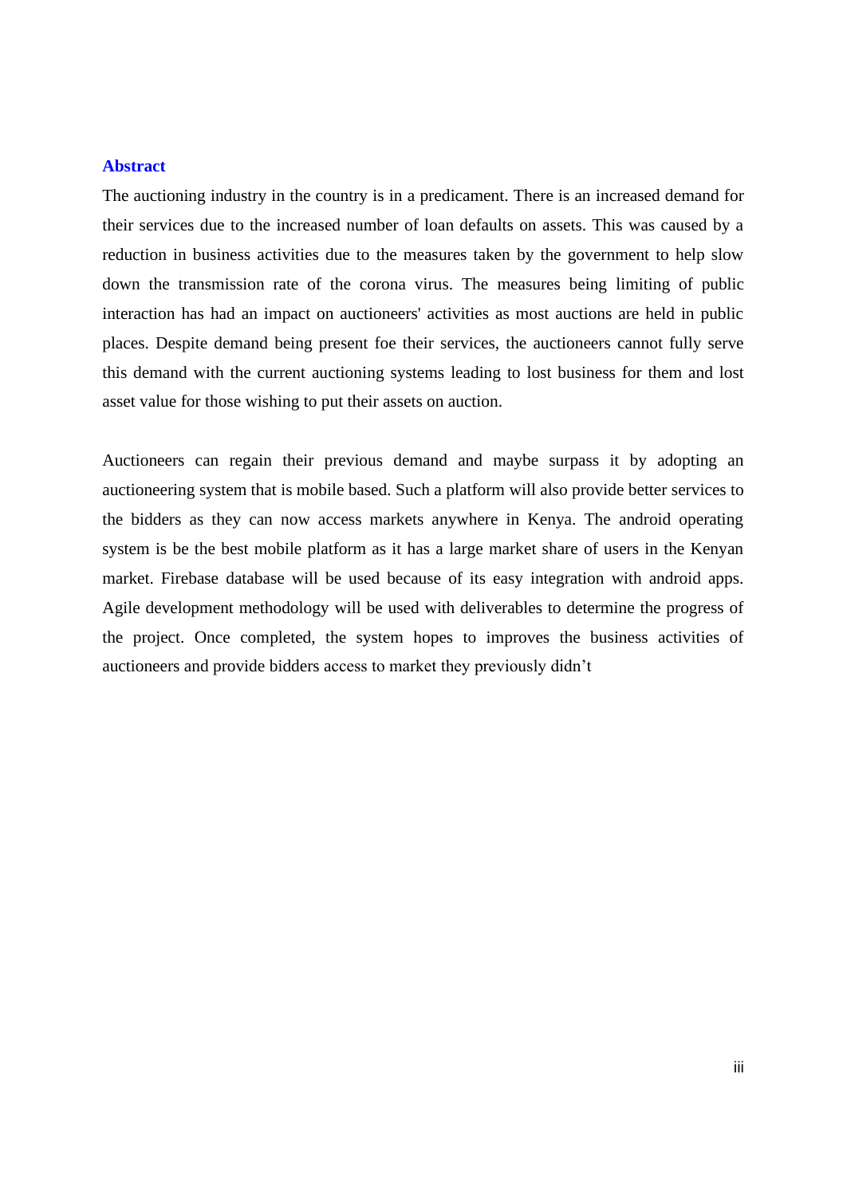## Abstract

The auctioning industry in the country is in a predicament. There is an increased demand for their services due to the increased number of loan defaults on assets. This was caused by a reduction in business activities due to the measures taken by the government to help slow down the transmission rate of the corona virus. The measures being limiting of public interaction has had an impact on auctioneers' activities as most auctions are held in public places. Despite demand being present foe their services, the auctioneers cannot fully serve this demand with the current auctioning systems leading to lost business for them and lost asset value for those wishing to put their assets on auction.

Auctioneers can regain their previous demand and maybe surpass it by adopting an auctioneering system that is mobile based. Such a platform will also provide better services to the bidders as they can now access markets anywhere in Kenya. The android operating system is be the best mobile platform as it has a large market share of users in the Kenyan market. Firebase database will be used because of its easy integration with android apps. Agile development methodology will be used with deliverables to determine the progress of the project. Once completed, the system hopes to improves the business activities of auctioneers and provide bidders access to market they previously didn’t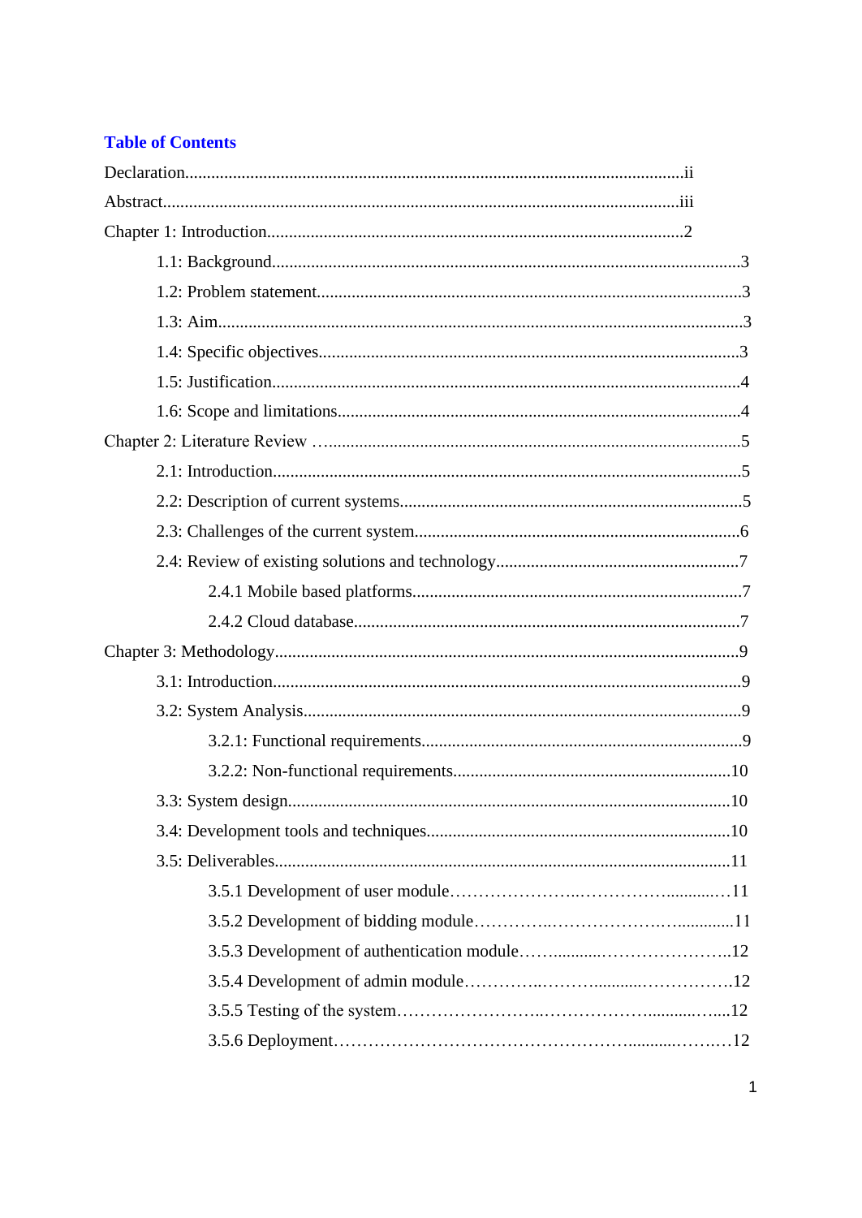# Table of Contents

Declaration................................................................................................................ii

Abstract....................................................................................................................iii

Chapter 1: Introduction...............................................................................................2

- 1.1: Background...........................................................................................................3
- 1.2: Problem statement.................................................................................................3
- 1.3: Aim........................................................................................................................3
- 1.4: Specific objectives.................................................................................................3
- 1.5: Justification...........................................................................................................4
- 1.6: Scope and limitations............................................................................................4

Chapter 2: Literature Review …................................................................................5

- 2.1: Introduction...........................................................................................................5
- 2.2: Description of current systems..............................................................................5
- 2.3: Challenges of the current system..........................................................................6
- 2.4: Review of existing solutions and technology........................................................7
  - 2.4.1 Mobile based platforms....................................................................................7
  - 2.4.2 Cloud database.................................................................................................7

Chapter 3: Methodology..............................................................................................9

- 3.1: Introduction...........................................................................................................9
- 3.2: System Analysis....................................................................................................9
  - 3.2.1: Functional requirements.................................................................................9
  - 3.2.2: Non-functional requirements.........................................................................10
- 3.3: System design......................................................................................................10
- 3.4: Development tools and techniques.....................................................................10
- 3.5: Deliverables........................................................................................................11
  - 3.5.1 Development of user module…………………..…………….........…11
  - 3.5.2 Development of bidding module………..…………………..............11
  - 3.5.3 Development of authentication module……...........…………………..12
  - 3.5.4 Development of admin module…………..……….........…………….12
  - 3.5.5 Testing of the system……………………..………………...........…....12
  - 3.5.6 Deployment…………………………………………….........………12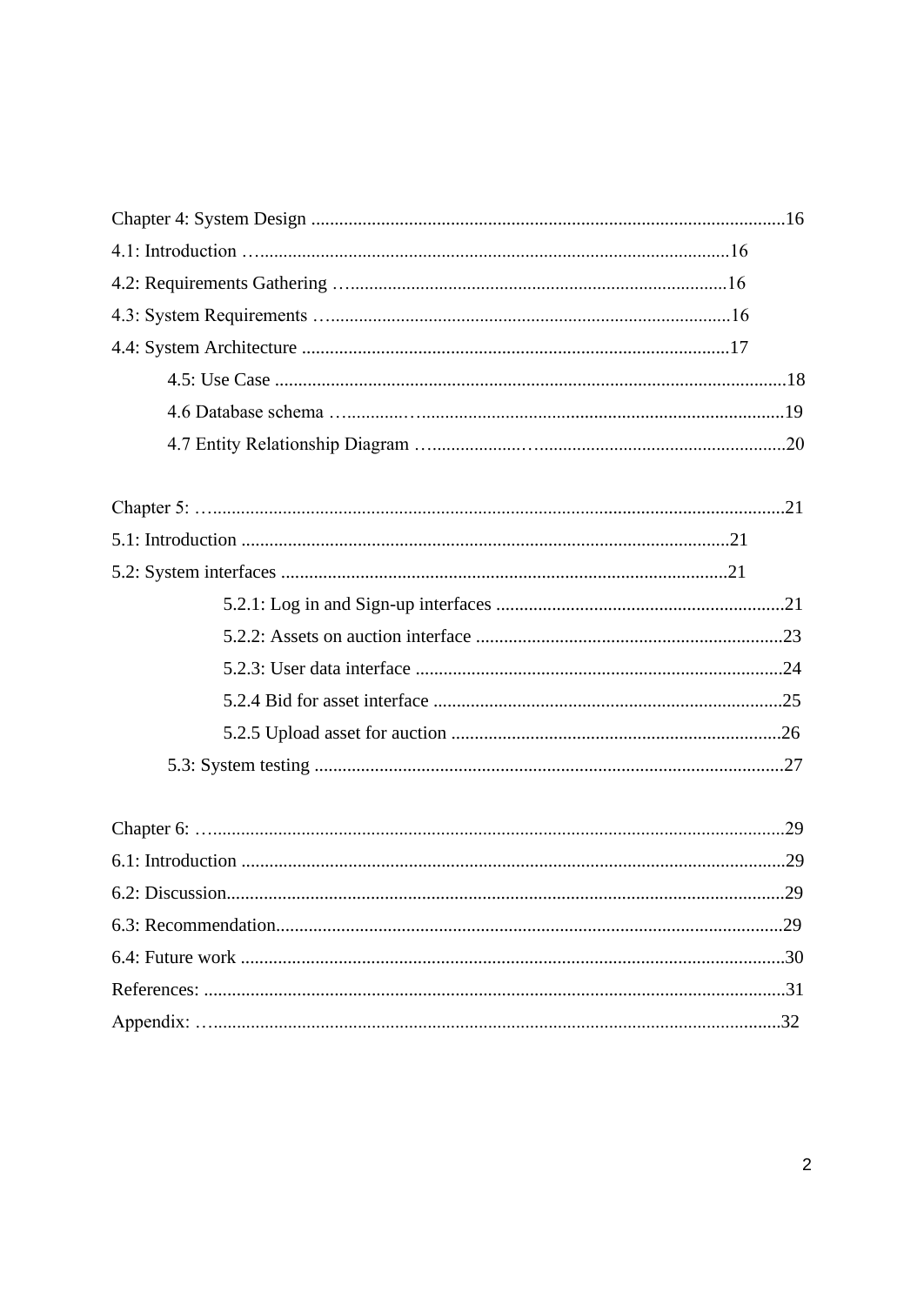Chapter 4: System Design ......................................................................................................16

4.1: Introduction …....................................................................................................16

4.2: Requirements Gathering …..................................................................................16

4.3: System Requirements ….......................................................................................16

4.4: System Architecture ...........................................................................................17

4.5: Use Case ..............................................................................................................18

4.6 Database schema …..............…...............................................................................19

4.7 Entity Relationship Diagram …....................…......................................................20

Chapter 5: …...........................................................................................................................21

5.1: Introduction .........................................................................................................21

5.2: System interfaces ...............................................................................................21

5.2.1: Log in and Sign-up interfaces ..............................................................21

5.2.2: Assets on auction interface ..................................................................23

5.2.3: User data interface ...............................................................................24

5.2.4 Bid for asset interface ...........................................................................25

5.2.5 Upload asset for auction .......................................................................26

5.3: System testing .....................................................................................................27

Chapter 6: …..........................................................................................................................29

6.1: Introduction .....................................................................................................................29

6.2: Discussion........................................................................................................................29

6.3: Recommendation.............................................................................................................29

6.4: Future work .....................................................................................................................30

References: ............................................................................................................................31

Appendix: …..........................................................................................................................32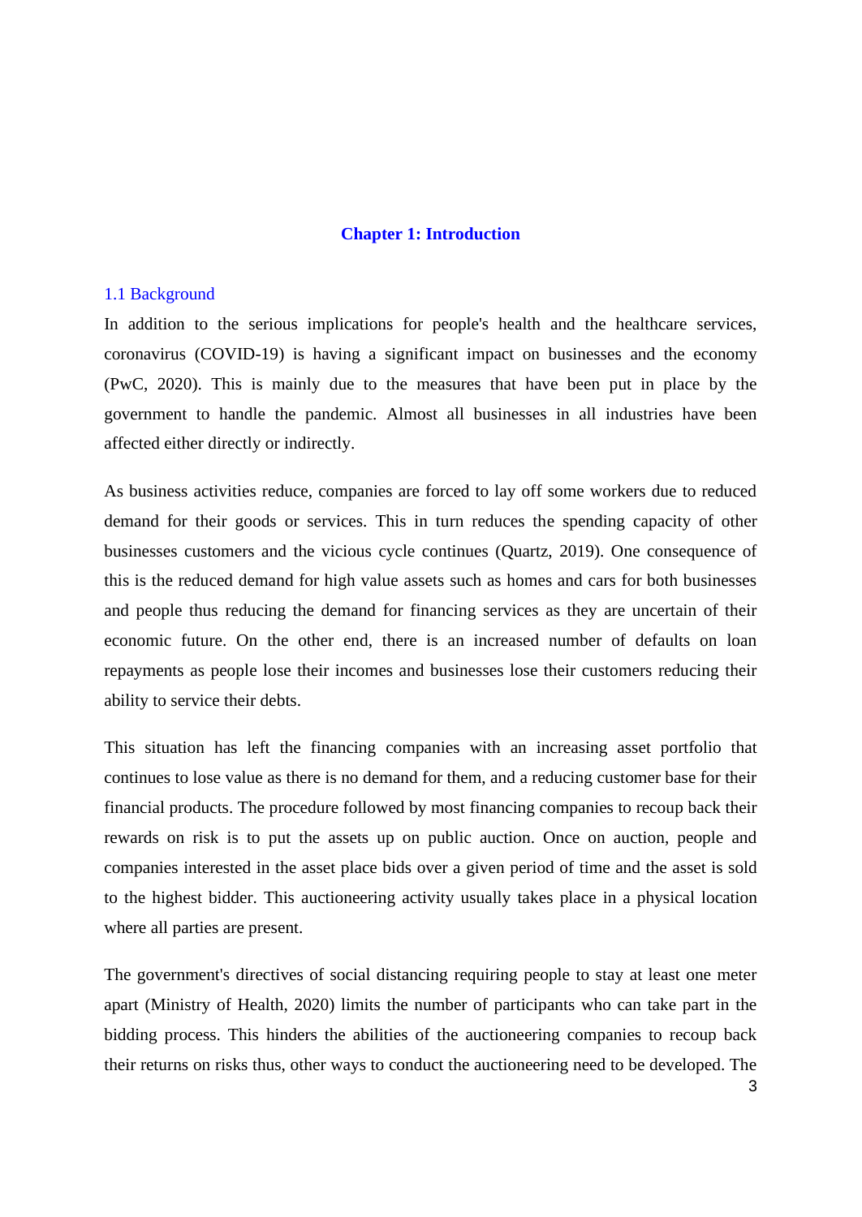# Chapter 1: Introduction

## 1.1 Background

In addition to the serious implications for people's health and the healthcare services, coronavirus (COVID-19) is having a significant impact on businesses and the economy (PwC, 2020). This is mainly due to the measures that have been put in place by the government to handle the pandemic. Almost all businesses in all industries have been affected either directly or indirectly.

As business activities reduce, companies are forced to lay off some workers due to reduced demand for their goods or services. This in turn reduces the spending capacity of other businesses customers and the vicious cycle continues (Quartz, 2019). One consequence of this is the reduced demand for high value assets such as homes and cars for both businesses and people thus reducing the demand for financing services as they are uncertain of their economic future. On the other end, there is an increased number of defaults on loan repayments as people lose their incomes and businesses lose their customers reducing their ability to service their debts.

This situation has left the financing companies with an increasing asset portfolio that continues to lose value as there is no demand for them, and a reducing customer base for their financial products. The procedure followed by most financing companies to recoup back their rewards on risk is to put the assets up on public auction. Once on auction, people and companies interested in the asset place bids over a given period of time and the asset is sold to the highest bidder. This auctioneering activity usually takes place in a physical location where all parties are present.

The government's directives of social distancing requiring people to stay at least one meter apart (Ministry of Health, 2020) limits the number of participants who can take part in the bidding process. This hinders the abilities of the auctioneering companies to recoup back their returns on risks thus, other ways to conduct the auctioneering need to be developed. The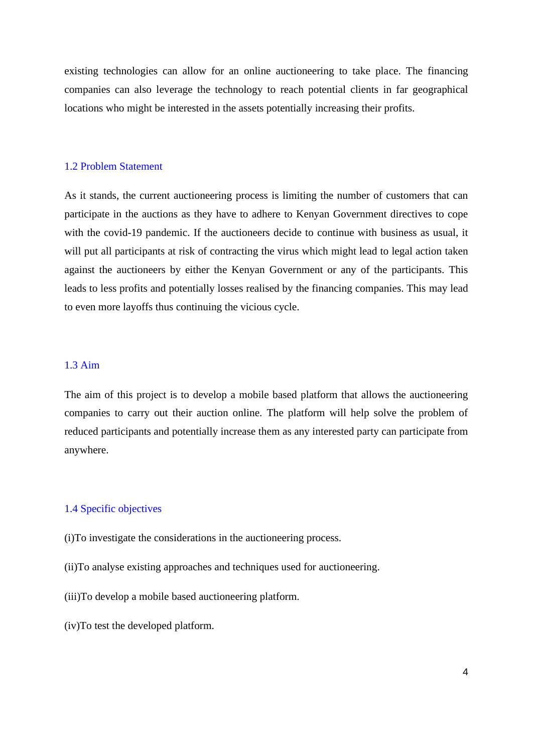existing technologies can allow for an online auctioneering to take place. The financing companies can also leverage the technology to reach potential clients in far geographical locations who might be interested in the assets potentially increasing their profits.

## 1.2 Problem Statement

As it stands, the current auctioneering process is limiting the number of customers that can participate in the auctions as they have to adhere to Kenyan Government directives to cope with the covid-19 pandemic. If the auctioneers decide to continue with business as usual, it will put all participants at risk of contracting the virus which might lead to legal action taken against the auctioneers by either the Kenyan Government or any of the participants. This leads to less profits and potentially losses realised by the financing companies. This may lead to even more layoffs thus continuing the vicious cycle.

## 1.3 Aim

The aim of this project is to develop a mobile based platform that allows the auctioneering companies to carry out their auction online. The platform will help solve the problem of reduced participants and potentially increase them as any interested party can participate from anywhere.

## 1.4 Specific objectives

(i)To investigate the considerations in the auctioneering process.

(ii)To analyse existing approaches and techniques used for auctioneering.

(iii)To develop a mobile based auctioneering platform.

(iv)To test the developed platform.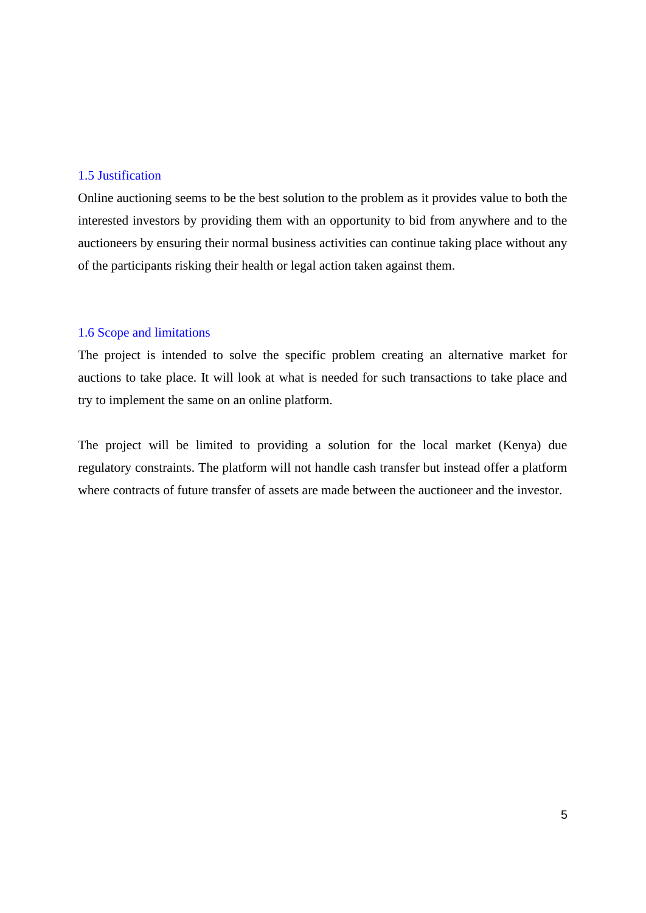## 1.5 Justification

Online auctioning seems to be the best solution to the problem as it provides value to both the interested investors by providing them with an opportunity to bid from anywhere and to the auctioneers by ensuring their normal business activities can continue taking place without any of the participants risking their health or legal action taken against them.

## 1.6 Scope and limitations

The project is intended to solve the specific problem creating an alternative market for auctions to take place. It will look at what is needed for such transactions to take place and try to implement the same on an online platform.

The project will be limited to providing a solution for the local market (Kenya) due regulatory constraints. The platform will not handle cash transfer but instead offer a platform where contracts of future transfer of assets are made between the auctioneer and the investor.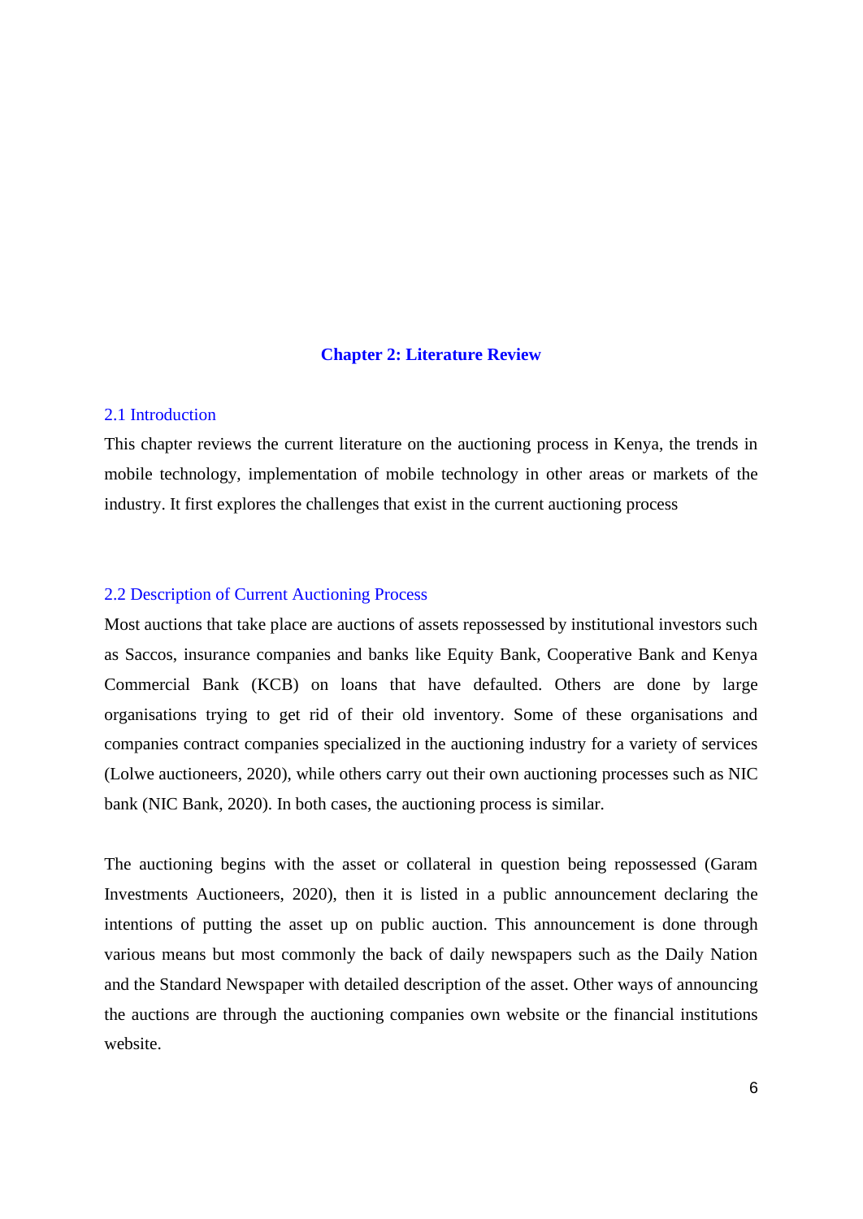# Chapter 2: Literature Review

## 2.1 Introduction

This chapter reviews the current literature on the auctioning process in Kenya, the trends in mobile technology, implementation of mobile technology in other areas or markets of the industry. It first explores the challenges that exist in the current auctioning process

## 2.2 Description of Current Auctioning Process

Most auctions that take place are auctions of assets repossessed by institutional investors such as Saccos, insurance companies and banks like Equity Bank, Cooperative Bank and Kenya Commercial Bank (KCB) on loans that have defaulted. Others are done by large organisations trying to get rid of their old inventory. Some of these organisations and companies contract companies specialized in the auctioning industry for a variety of services (Lolwe auctioneers, 2020), while others carry out their own auctioning processes such as NIC bank (NIC Bank, 2020). In both cases, the auctioning process is similar.

The auctioning begins with the asset or collateral in question being repossessed (Garam Investments Auctioneers, 2020), then it is listed in a public announcement declaring the intentions of putting the asset up on public auction. This announcement is done through various means but most commonly the back of daily newspapers such as the Daily Nation and the Standard Newspaper with detailed description of the asset. Other ways of announcing the auctions are through the auctioning companies own website or the financial institutions website.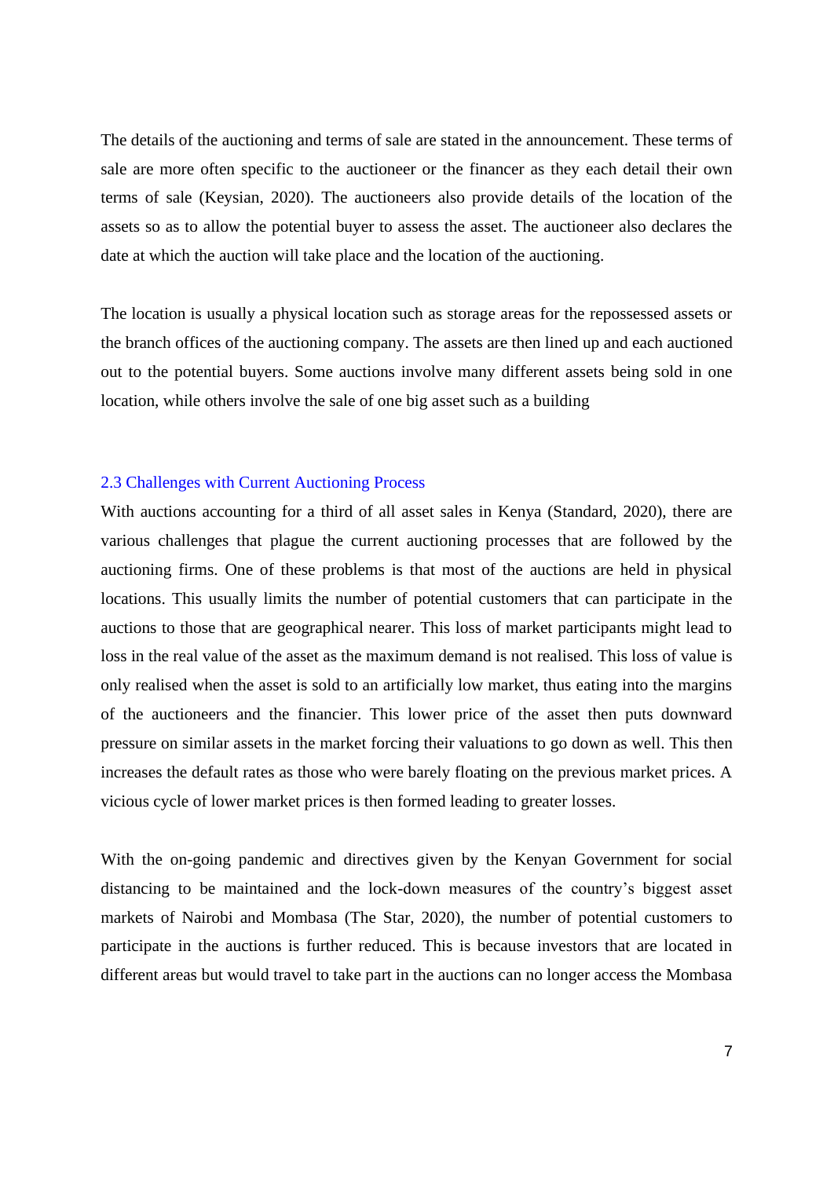The details of the auctioning and terms of sale are stated in the announcement. These terms of sale are more often specific to the auctioneer or the financer as they each detail their own terms of sale (Keysian, 2020). The auctioneers also provide details of the location of the assets so as to allow the potential buyer to assess the asset. The auctioneer also declares the date at which the auction will take place and the location of the auctioning.

The location is usually a physical location such as storage areas for the repossessed assets or the branch offices of the auctioning company. The assets are then lined up and each auctioned out to the potential buyers. Some auctions involve many different assets being sold in one location, while others involve the sale of one big asset such as a building

## 2.3 Challenges with Current Auctioning Process

With auctions accounting for a third of all asset sales in Kenya (Standard, 2020), there are various challenges that plague the current auctioning processes that are followed by the auctioning firms. One of these problems is that most of the auctions are held in physical locations. This usually limits the number of potential customers that can participate in the auctions to those that are geographical nearer. This loss of market participants might lead to loss in the real value of the asset as the maximum demand is not realised. This loss of value is only realised when the asset is sold to an artificially low market, thus eating into the margins of the auctioneers and the financier. This lower price of the asset then puts downward pressure on similar assets in the market forcing their valuations to go down as well. This then increases the default rates as those who were barely floating on the previous market prices. A vicious cycle of lower market prices is then formed leading to greater losses.

With the on-going pandemic and directives given by the Kenyan Government for social distancing to be maintained and the lock-down measures of the country's biggest asset markets of Nairobi and Mombasa (The Star, 2020), the number of potential customers to participate in the auctions is further reduced. This is because investors that are located in different areas but would travel to take part in the auctions can no longer access the Mombasa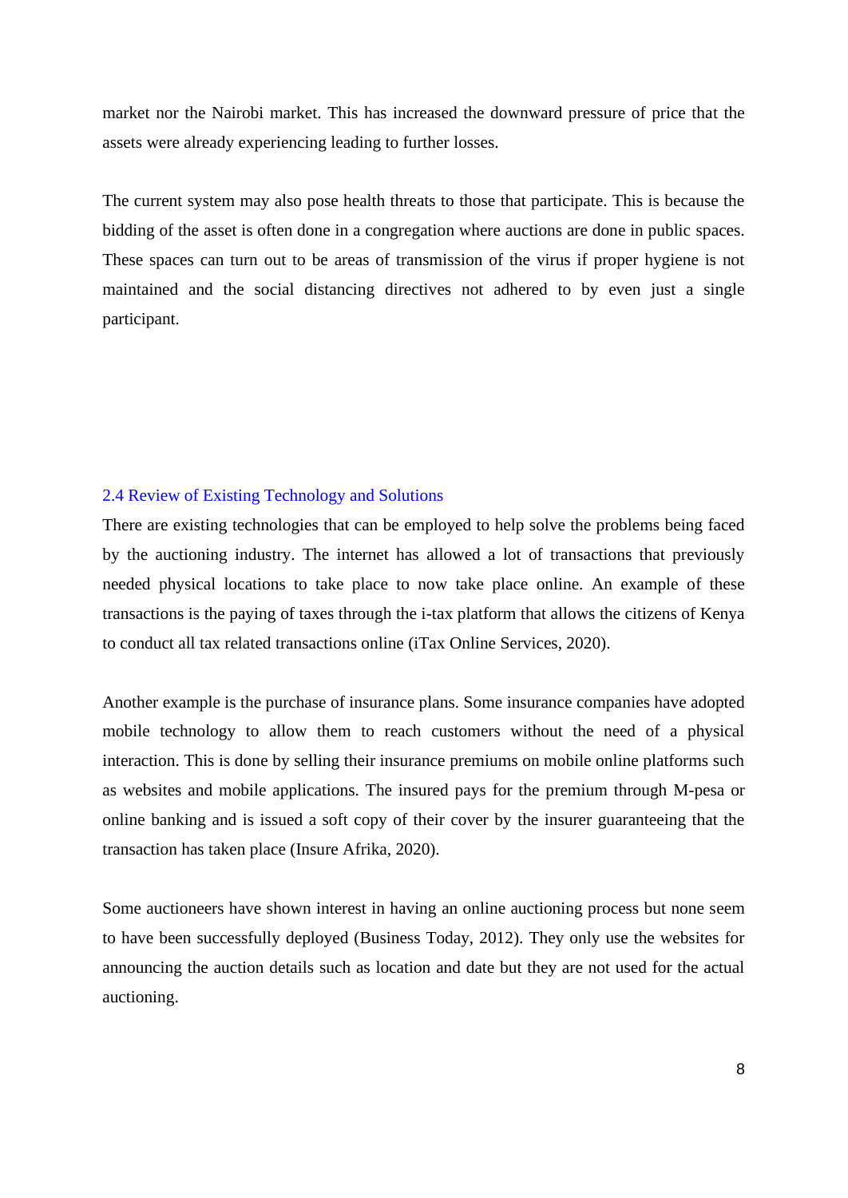market nor the Nairobi market. This has increased the downward pressure of price that the assets were already experiencing leading to further losses.

The current system may also pose health threats to those that participate. This is because the bidding of the asset is often done in a congregation where auctions are done in public spaces. These spaces can turn out to be areas of transmission of the virus if proper hygiene is not maintained and the social distancing directives not adhered to by even just a single participant.

### 2.4 Review of Existing Technology and Solutions

There are existing technologies that can be employed to help solve the problems being faced by the auctioning industry. The internet has allowed a lot of transactions that previously needed physical locations to take place to now take place online. An example of these transactions is the paying of taxes through the i-tax platform that allows the citizens of Kenya to conduct all tax related transactions online (iTax Online Services, 2020).

Another example is the purchase of insurance plans. Some insurance companies have adopted mobile technology to allow them to reach customers without the need of a physical interaction. This is done by selling their insurance premiums on mobile online platforms such as websites and mobile applications. The insured pays for the premium through M-pesa or online banking and is issued a soft copy of their cover by the insurer guaranteeing that the transaction has taken place (Insure Afrika, 2020).

Some auctioneers have shown interest in having an online auctioning process but none seem to have been successfully deployed (Business Today, 2012). They only use the websites for announcing the auction details such as location and date but they are not used for the actual auctioning.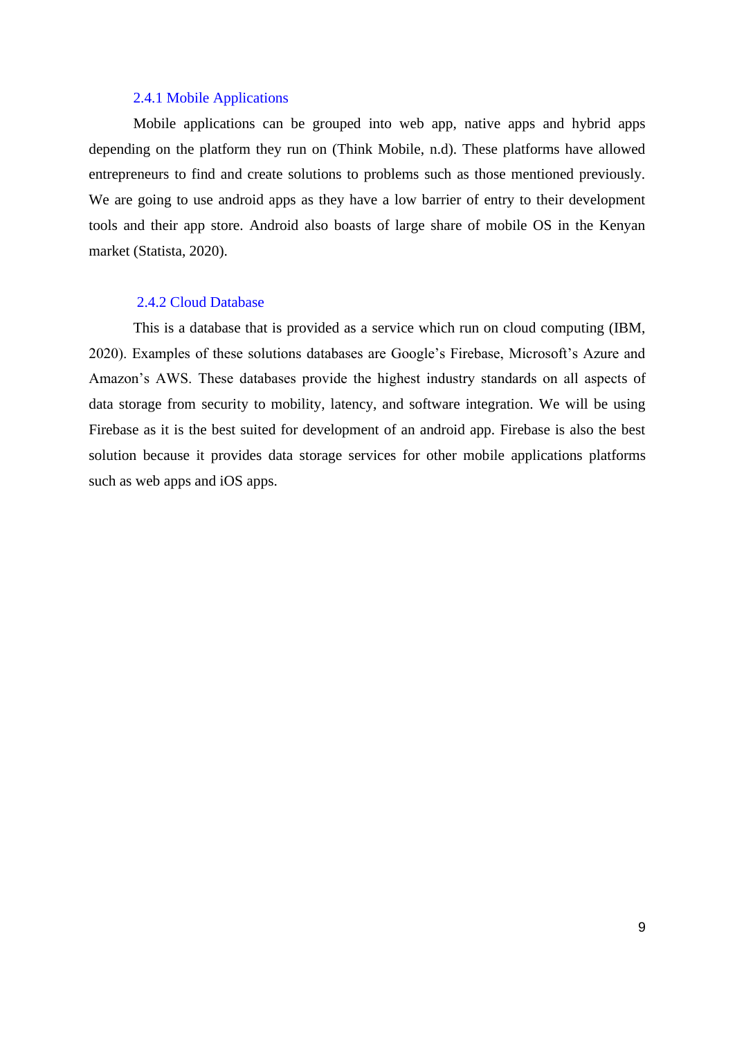### 2.4.1 Mobile Applications

Mobile applications can be grouped into web app, native apps and hybrid apps depending on the platform they run on (Think Mobile, n.d). These platforms have allowed entrepreneurs to find and create solutions to problems such as those mentioned previously. We are going to use android apps as they have a low barrier of entry to their development tools and their app store. Android also boasts of large share of mobile OS in the Kenyan market (Statista, 2020).

### 2.4.2 Cloud Database

This is a database that is provided as a service which run on cloud computing (IBM, 2020). Examples of these solutions databases are Google's Firebase, Microsoft's Azure and Amazon's AWS. These databases provide the highest industry standards on all aspects of data storage from security to mobility, latency, and software integration. We will be using Firebase as it is the best suited for development of an android app. Firebase is also the best solution because it provides data storage services for other mobile applications platforms such as web apps and iOS apps.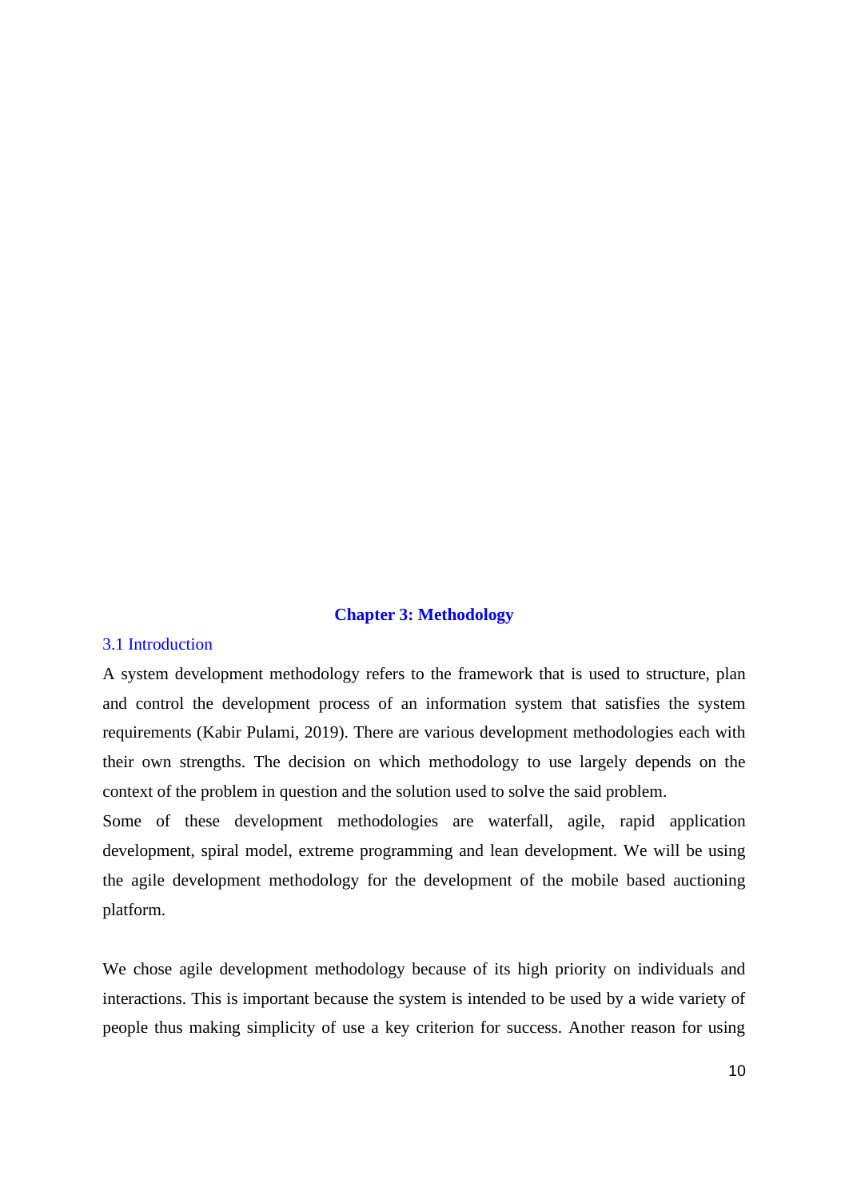# Chapter 3: Methodology

## 3.1 Introduction

A system development methodology refers to the framework that is used to structure, plan and control the development process of an information system that satisfies the system requirements (Kabir Pulami, 2019). There are various development methodologies each with their own strengths. The decision on which methodology to use largely depends on the context of the problem in question and the solution used to solve the said problem.

Some of these development methodologies are waterfall, agile, rapid application development, spiral model, extreme programming and lean development. We will be using the agile development methodology for the development of the mobile based auctioning platform.

We chose agile development methodology because of its high priority on individuals and interactions. This is important because the system is intended to be used by a wide variety of people thus making simplicity of use a key criterion for success. Another reason for using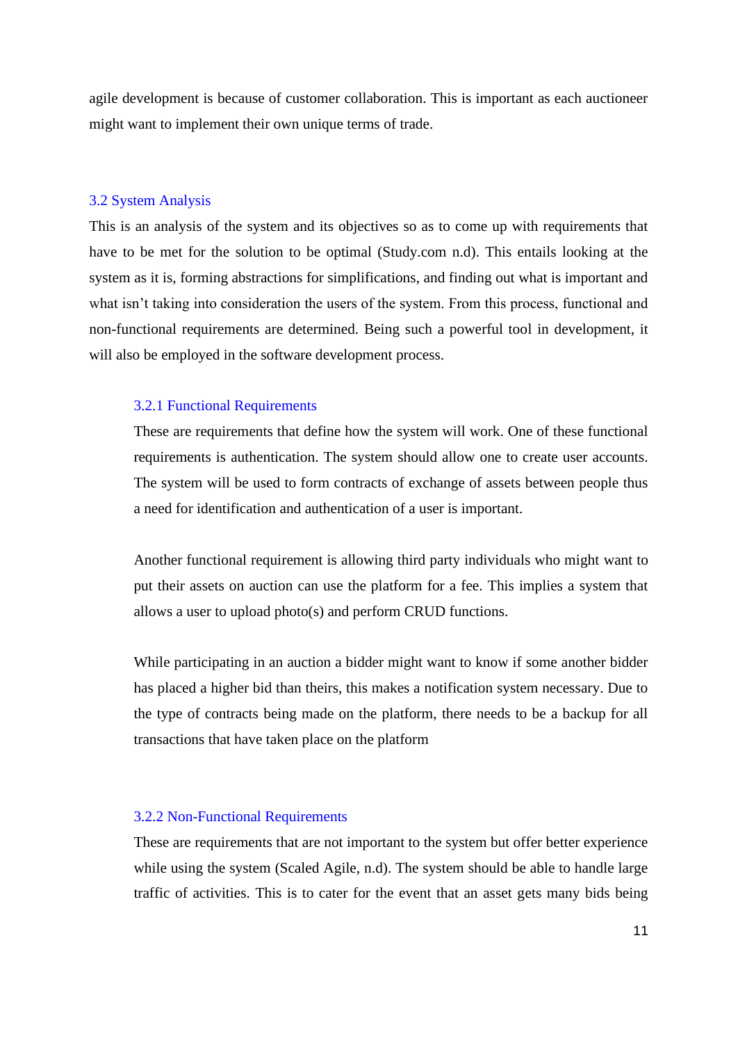agile development is because of customer collaboration. This is important as each auctioneer might want to implement their own unique terms of trade.

## 3.2 System Analysis

This is an analysis of the system and its objectives so as to come up with requirements that have to be met for the solution to be optimal (Study.com n.d). This entails looking at the system as it is, forming abstractions for simplifications, and finding out what is important and what isn't taking into consideration the users of the system. From this process, functional and non-functional requirements are determined. Being such a powerful tool in development, it will also be employed in the software development process.

### 3.2.1 Functional Requirements

These are requirements that define how the system will work. One of these functional requirements is authentication. The system should allow one to create user accounts. The system will be used to form contracts of exchange of assets between people thus a need for identification and authentication of a user is important.

Another functional requirement is allowing third party individuals who might want to put their assets on auction can use the platform for a fee. This implies a system that allows a user to upload photo(s) and perform CRUD functions.

While participating in an auction a bidder might want to know if some another bidder has placed a higher bid than theirs, this makes a notification system necessary. Due to the type of contracts being made on the platform, there needs to be a backup for all transactions that have taken place on the platform

### 3.2.2 Non-Functional Requirements

These are requirements that are not important to the system but offer better experience while using the system (Scaled Agile, n.d). The system should be able to handle large traffic of activities. This is to cater for the event that an asset gets many bids being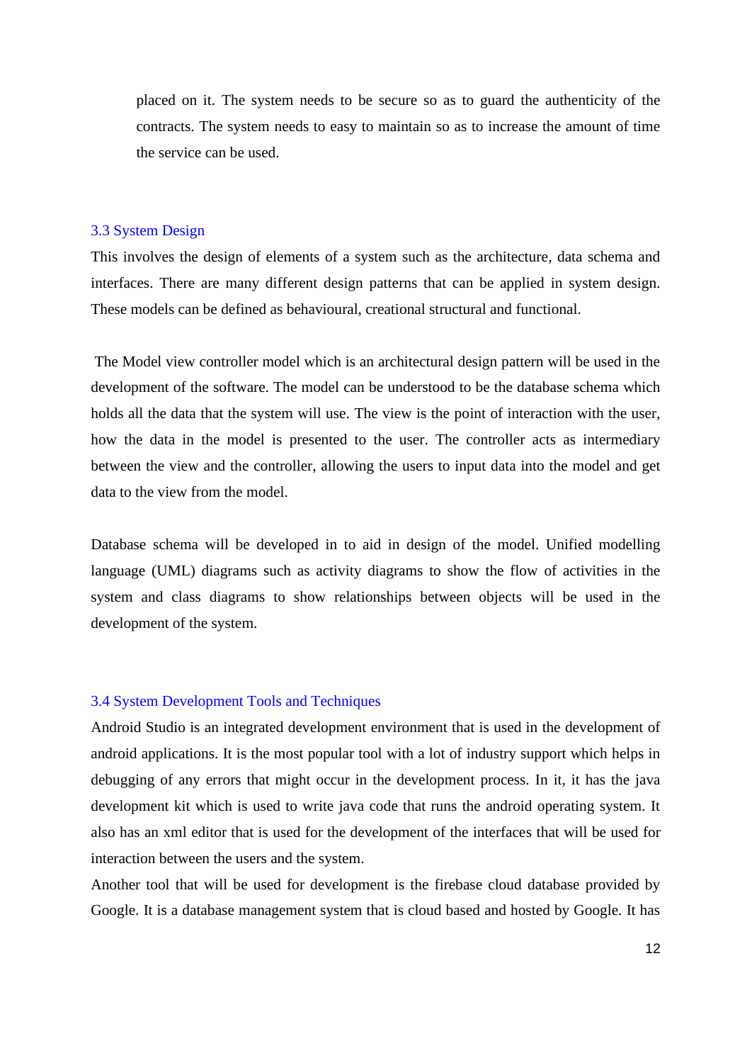placed on it. The system needs to be secure so as to guard the authenticity of the contracts. The system needs to easy to maintain so as to increase the amount of time the service can be used.

### 3.3 System Design

This involves the design of elements of a system such as the architecture, data schema and interfaces. There are many different design patterns that can be applied in system design. These models can be defined as behavioural, creational structural and functional.

The Model view controller model which is an architectural design pattern will be used in the development of the software. The model can be understood to be the database schema which holds all the data that the system will use. The view is the point of interaction with the user, how the data in the model is presented to the user. The controller acts as intermediary between the view and the controller, allowing the users to input data into the model and get data to the view from the model.

Database schema will be developed in to aid in design of the model. Unified modelling language (UML) diagrams such as activity diagrams to show the flow of activities in the system and class diagrams to show relationships between objects will be used in the development of the system.

### 3.4 System Development Tools and Techniques

Android Studio is an integrated development environment that is used in the development of android applications. It is the most popular tool with a lot of industry support which helps in debugging of any errors that might occur in the development process. In it, it has the java development kit which is used to write java code that runs the android operating system. It also has an xml editor that is used for the development of the interfaces that will be used for interaction between the users and the system.

Another tool that will be used for development is the firebase cloud database provided by Google. It is a database management system that is cloud based and hosted by Google. It has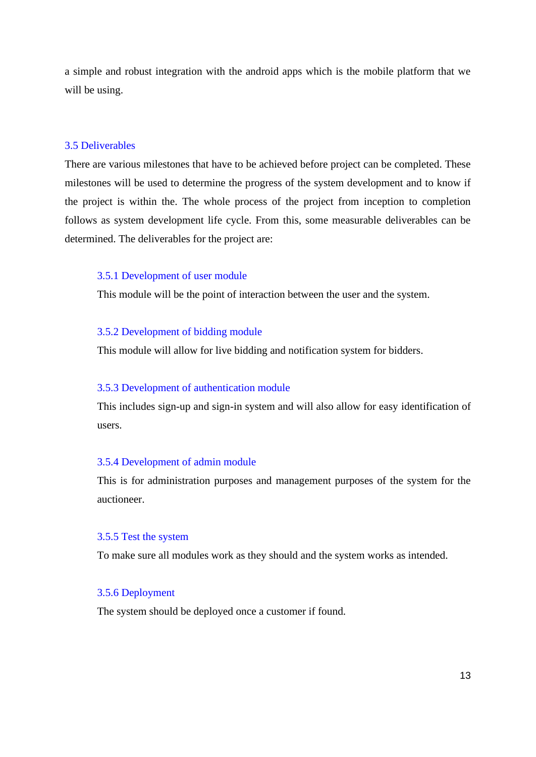a simple and robust integration with the android apps which is the mobile platform that we will be using.

## 3.5 Deliverables

There are various milestones that have to be achieved before project can be completed. These milestones will be used to determine the progress of the system development and to know if the project is within the. The whole process of the project from inception to completion follows as system development life cycle. From this, some measurable deliverables can be determined. The deliverables for the project are:

### 3.5.1 Development of user module

This module will be the point of interaction between the user and the system.

### 3.5.2 Development of bidding module

This module will allow for live bidding and notification system for bidders.

### 3.5.3 Development of authentication module

This includes sign-up and sign-in system and will also allow for easy identification of users.

### 3.5.4 Development of admin module

This is for administration purposes and management purposes of the system for the auctioneer.

### 3.5.5 Test the system

To make sure all modules work as they should and the system works as intended.

### 3.5.6 Deployment

The system should be deployed once a customer if found.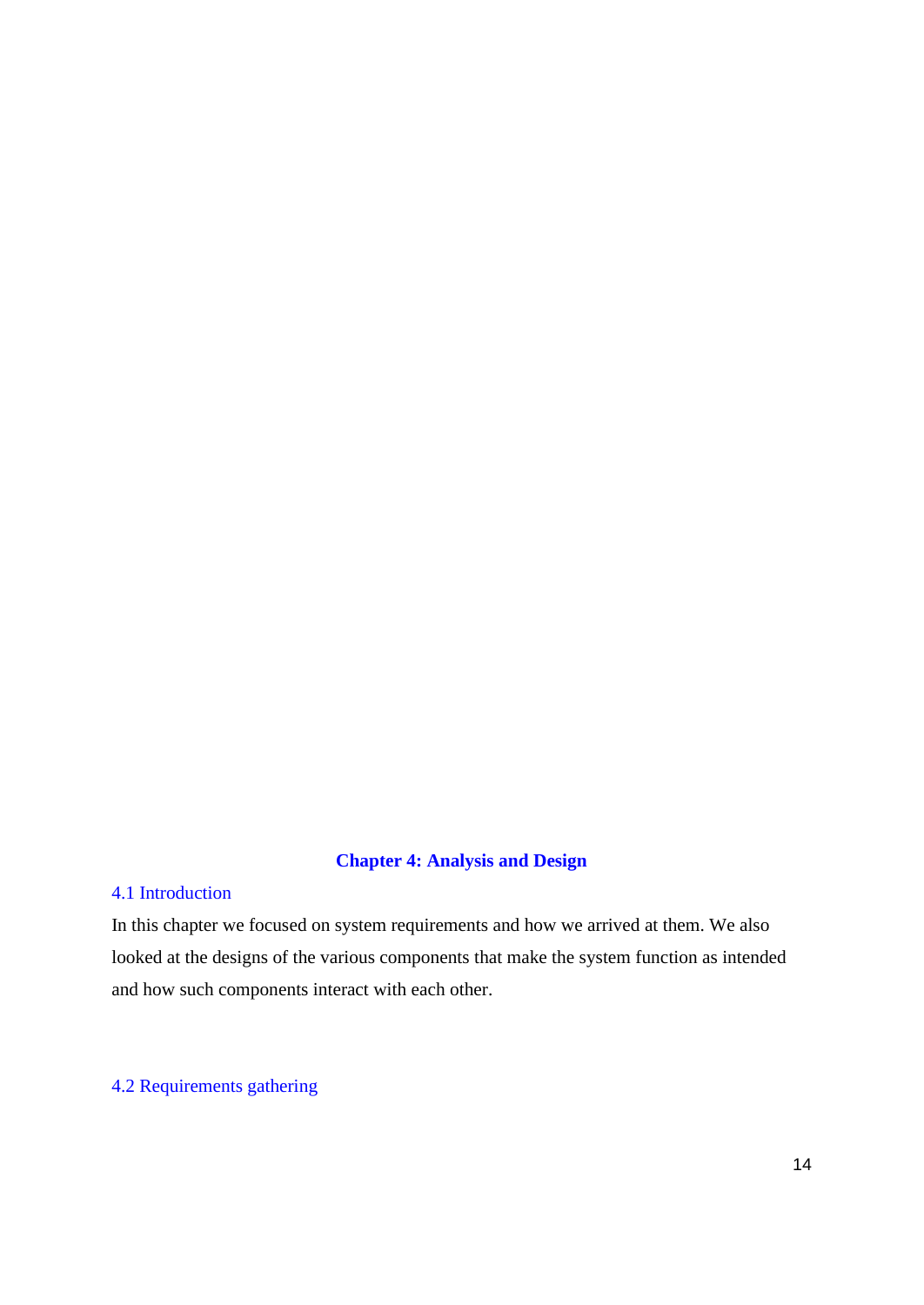# Chapter 4: Analysis and Design

## 4.1 Introduction

In this chapter we focused on system requirements and how we arrived at them. We also looked at the designs of the various components that make the system function as intended and how such components interact with each other.

## 4.2 Requirements gathering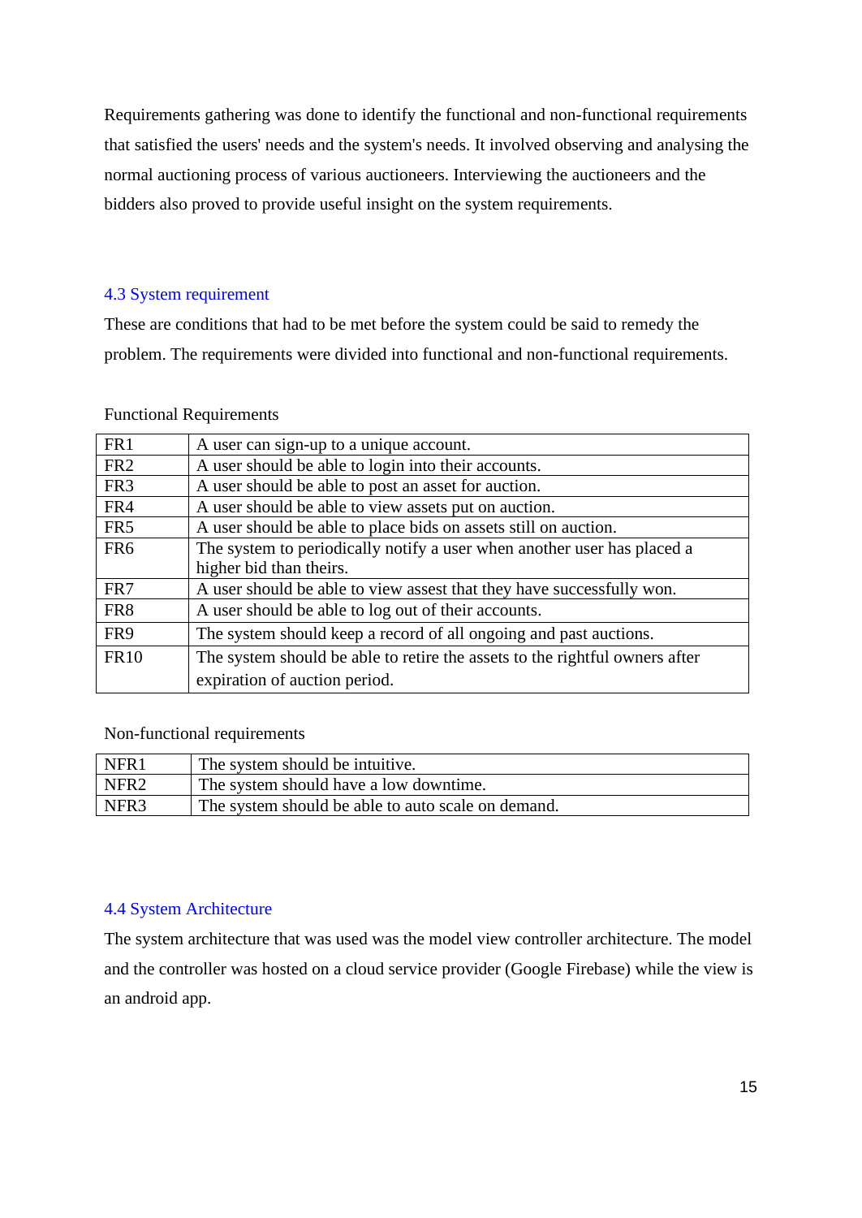Requirements gathering was done to identify the functional and non-functional requirements that satisfied the users' needs and the system's needs. It involved observing and analysing the normal auctioning process of various auctioneers. Interviewing the auctioneers and the bidders also proved to provide useful insight on the system requirements.

### 4.3 System requirement

These are conditions that had to be met before the system could be said to remedy the problem. The requirements were divided into functional and non-functional requirements.

Functional Requirements

| | |
|---|---|
| FR1 | A user can sign-up to a unique account. |
| FR2 | A user should be able to login into their accounts. |
| FR3 | A user should be able to post an asset for auction. |
| FR4 | A user should be able to view assets put on auction. |
| FR5 | A user should be able to place bids on assets still on auction. |
| FR6 | The system to periodically notify a user when another user has placed a higher bid than theirs. |
| FR7 | A user should be able to view assest that they have successfully won. |
| FR8 | A user should be able to log out of their accounts. |
| FR9 | The system should keep a record of all ongoing and past auctions. |
| FR10 | The system should be able to retire the assets to the rightful owners after expiration of auction period. |

Non-functional requirements

| | |
|---|---|
| NFR1 | The system should be intuitive. |
| NFR2 | The system should have a low downtime. |
| NFR3 | The system should be able to auto scale on demand. |

### 4.4 System Architecture

The system architecture that was used was the model view controller architecture. The model and the controller was hosted on a cloud service provider (Google Firebase) while the view is an android app.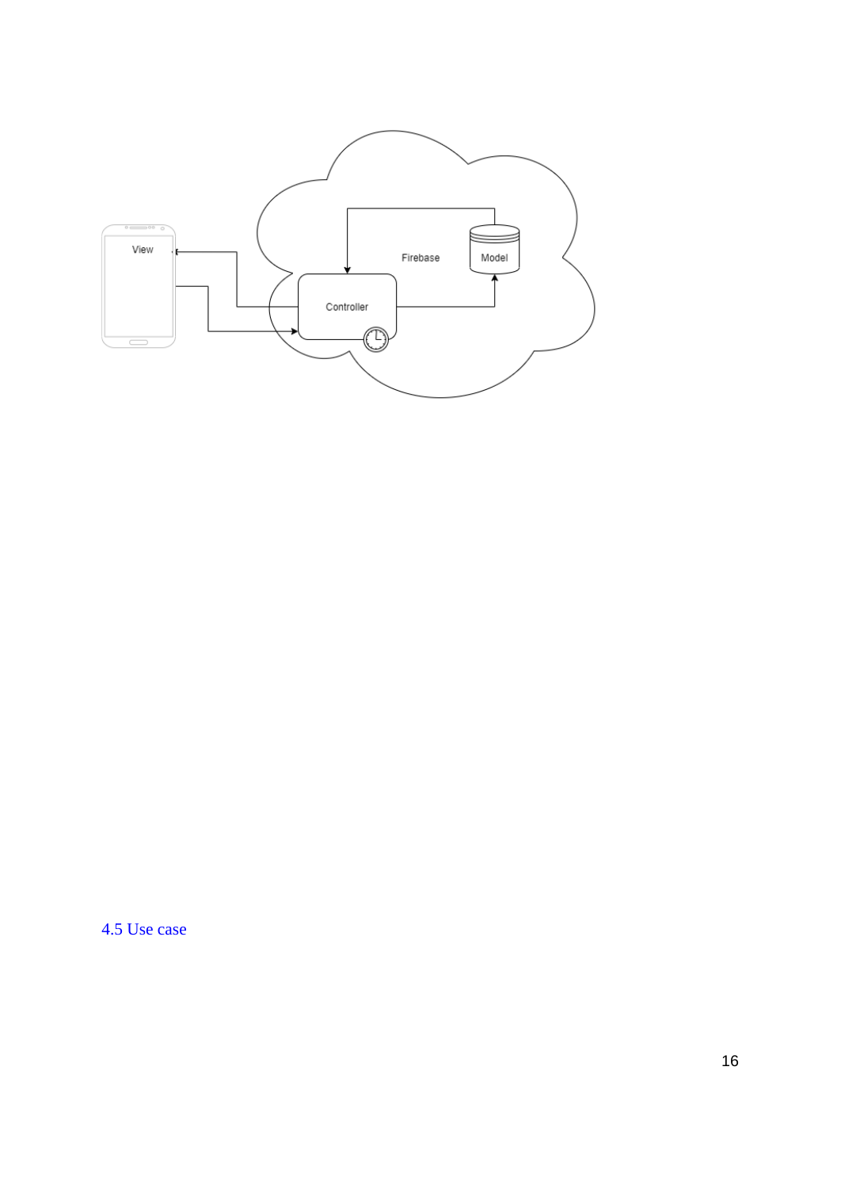View

Firebase

Model

Controller

## 4.5 Use case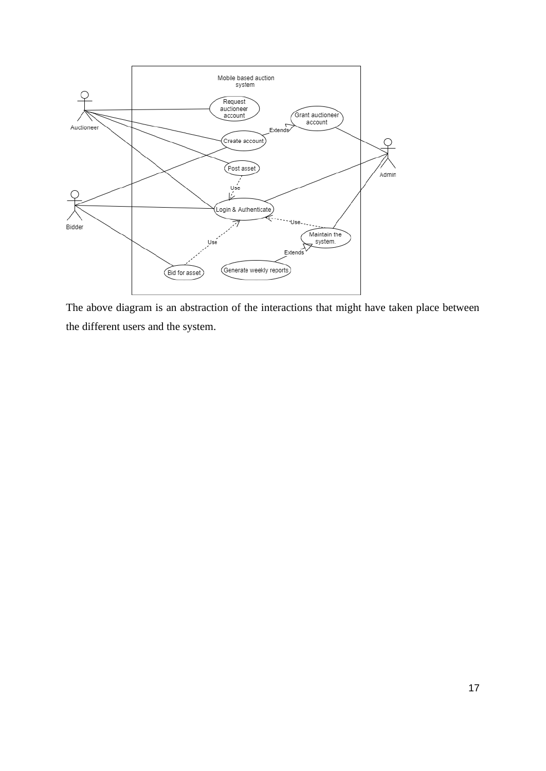The above diagram is an abstraction of the interactions that might have taken place between the different users and the system.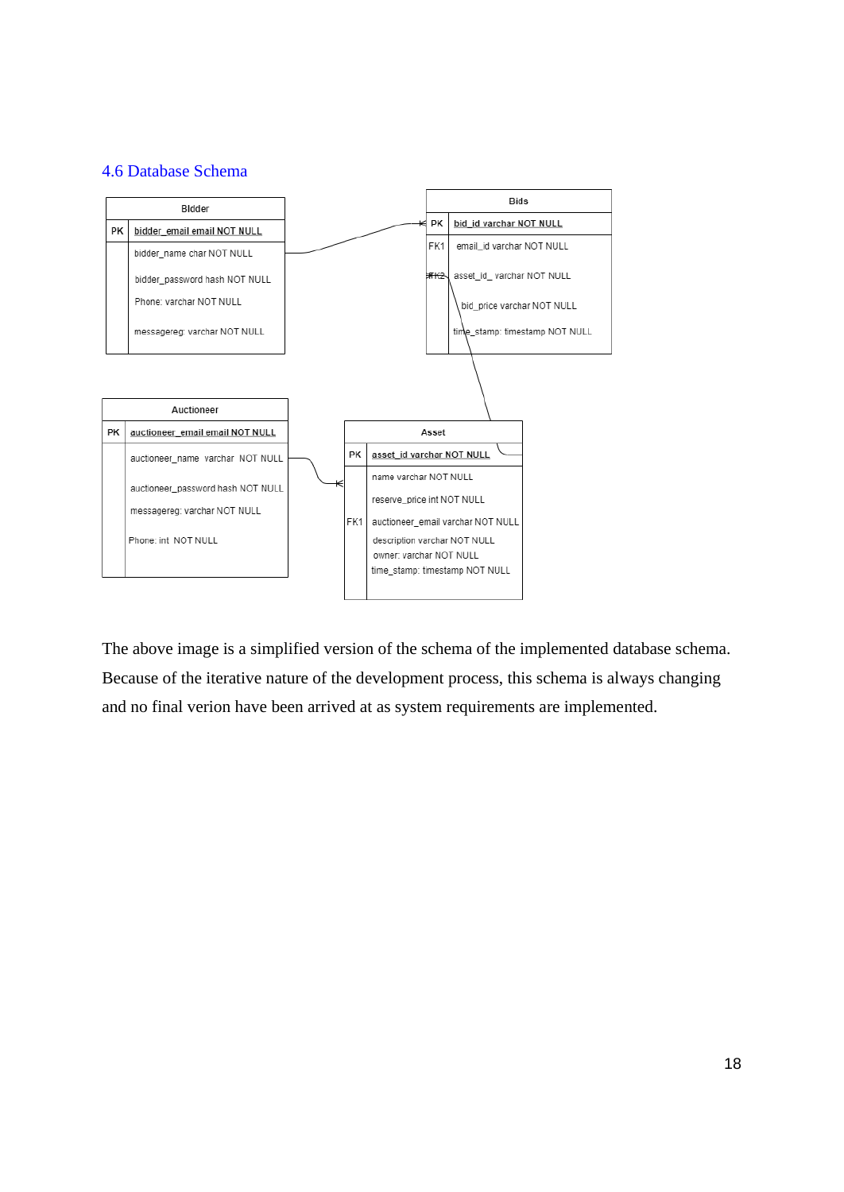## 4.6 Database Schema

**BIdder**

| | |
|---|---|
| PK | bidder_email email NOT NULL |
| | bidder_name char NOT NULL |
| | bidder_password hash NOT NULL |
| | Phone: varchar NOT NULL |
| | messagereg: varchar NOT NULL |

**Bids**

| | |
|---|---|
| PK | bid_id varchar NOT NULL |
| FK1 | email_id varchar NOT NULL |
| FK2 | asset_id_ varchar NOT NULL |
| | bid_price varchar NOT NULL |
| | time_stamp: timestamp NOT NULL |

**Auctioneer**

| | |
|---|---|
| PK | auctioneer_email email NOT NULL |
| | auctioneer_name varchar NOT NULL |
| | auctioneer_password hash NOT NULL |
| | messagereg: varchar NOT NULL |
| | Phone: int NOT NULL |

**Asset**

| | |
|---|---|
| PK | asset_id varchar NOT NULL |
| | name varchar NOT NULL |
| | reserve_price int NOT NULL |
| FK1 | auctioneer_email varchar NOT NULL |
| | description varchar NOT NULL |
| | owner: varchar NOT NULL |
| | time_stamp: timestamp NOT NULL |

The above image is a simplified version of the schema of the implemented database schema. Because of the iterative nature of the development process, this schema is always changing and no final verion have been arrived at as system requirements are implemented.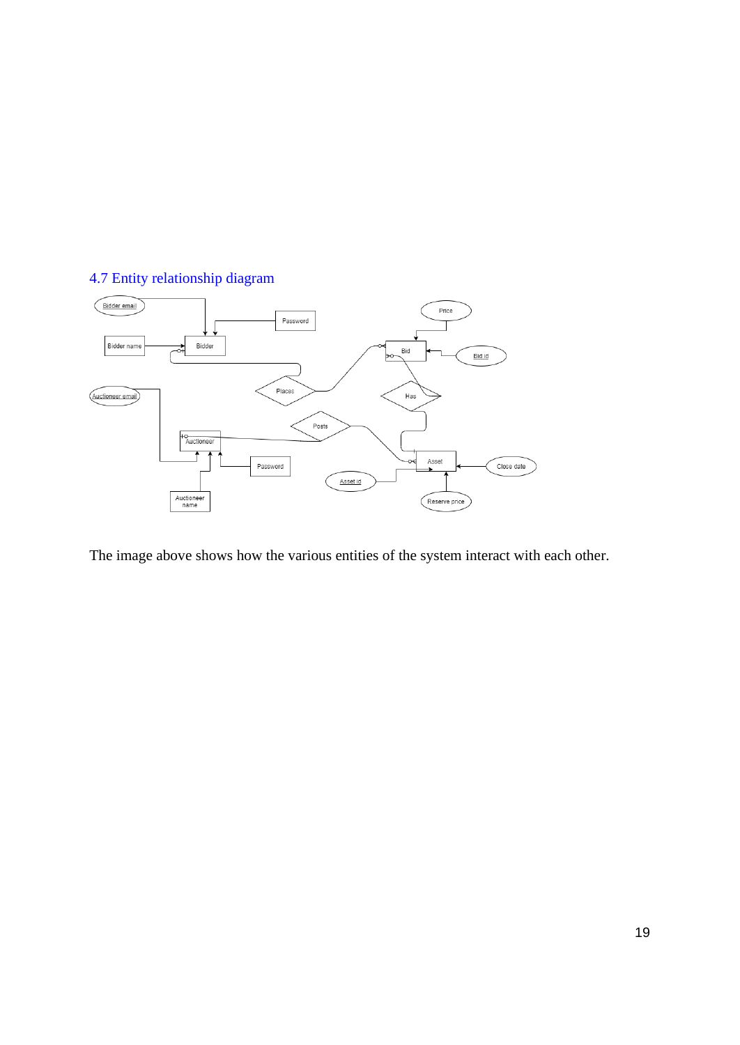## 4.7 Entity relationship diagram

The image above shows how the various entities of the system interact with each other.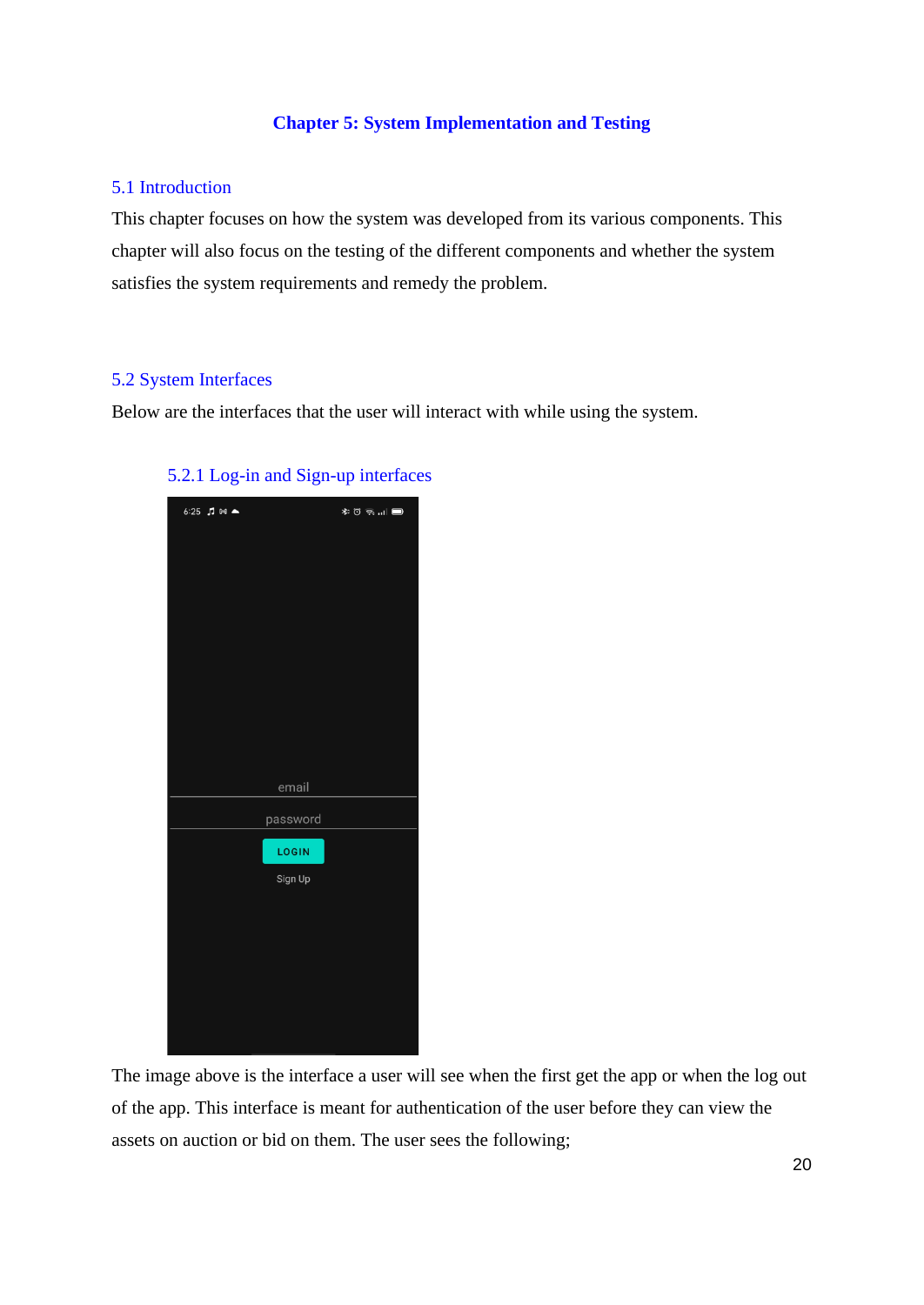# Chapter 5: System Implementation and Testing

## 5.1 Introduction

This chapter focuses on how the system was developed from its various components. This chapter will also focus on the testing of the different components and whether the system satisfies the system requirements and remedy the problem.

## 5.2 System Interfaces

Below are the interfaces that the user will interact with while using the system.

### 5.2.1 Log-in and Sign-up interfaces

The image above is the interface a user will see when the first get the app or when the log out of the app. This interface is meant for authentication of the user before they can view the assets on auction or bid on them. The user sees the following;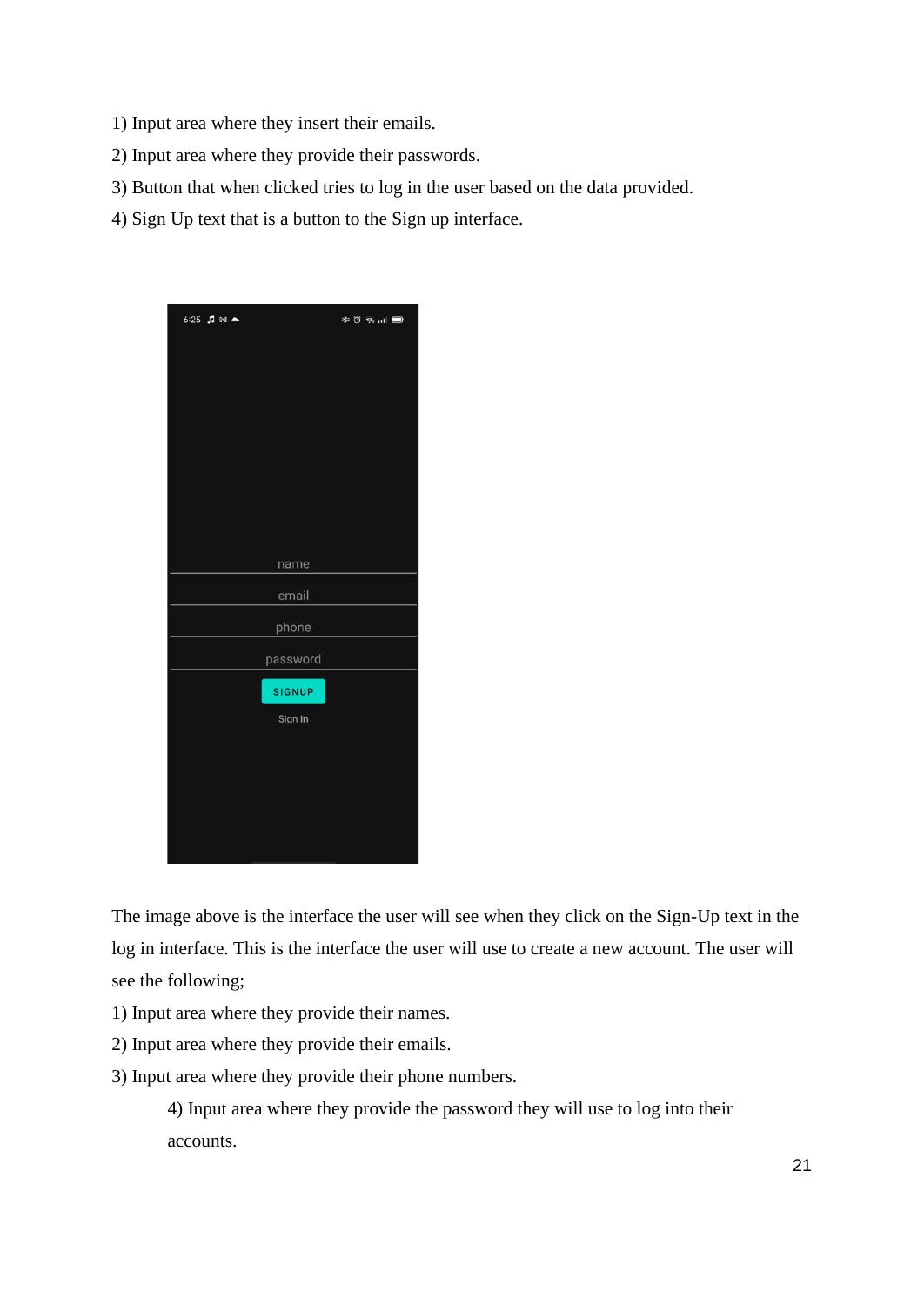1) Input area where they insert their emails.

2) Input area where they provide their passwords.

3) Button that when clicked tries to log in the user based on the data provided.

4) Sign Up text that is a button to the Sign up interface.

The image above is the interface the user will see when they click on the Sign-Up text in the log in interface. This is the interface the user will use to create a new account. The user will see the following;

1) Input area where they provide their names.

2) Input area where they provide their emails.

3) Input area where they provide their phone numbers.

4) Input area where they provide the password they will use to log into their accounts.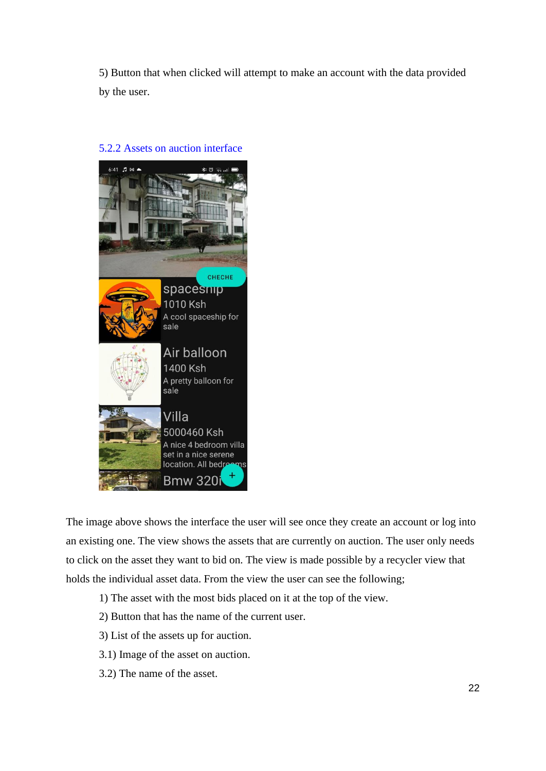5) Button that when clicked will attempt to make an account with the data provided by the user.

### 5.2.2 Assets on auction interface

The image above shows the interface the user will see once they create an account or log into an existing one. The view shows the assets that are currently on auction. The user only needs to click on the asset they want to bid on. The view is made possible by a recycler view that holds the individual asset data. From the view the user can see the following;

1) The asset with the most bids placed on it at the top of the view.

2) Button that has the name of the current user.

3) List of the assets up for auction.

3.1) Image of the asset on auction.

3.2) The name of the asset.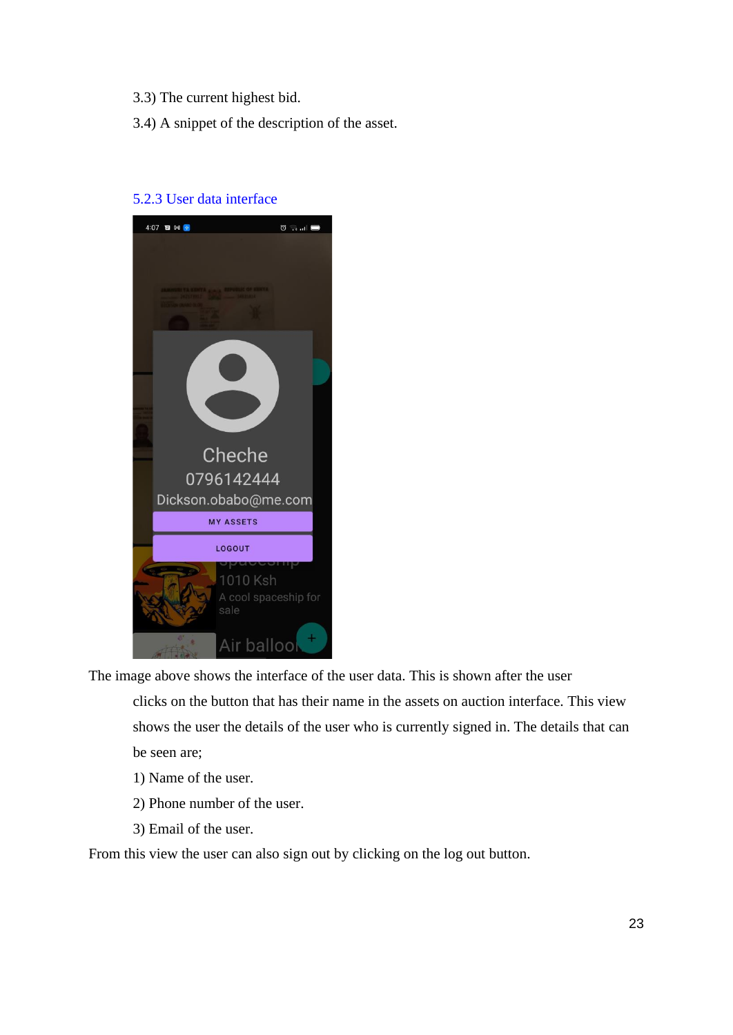3.3) The current highest bid.

3.4) A snippet of the description of the asset.

### 5.2.3 User data interface

The image above shows the interface of the user data. This is shown after the user clicks on the button that has their name in the assets on auction interface. This view shows the user the details of the user who is currently signed in. The details that can be seen are;

1) Name of the user.
2) Phone number of the user.
3) Email of the user.

From this view the user can also sign out by clicking on the log out button.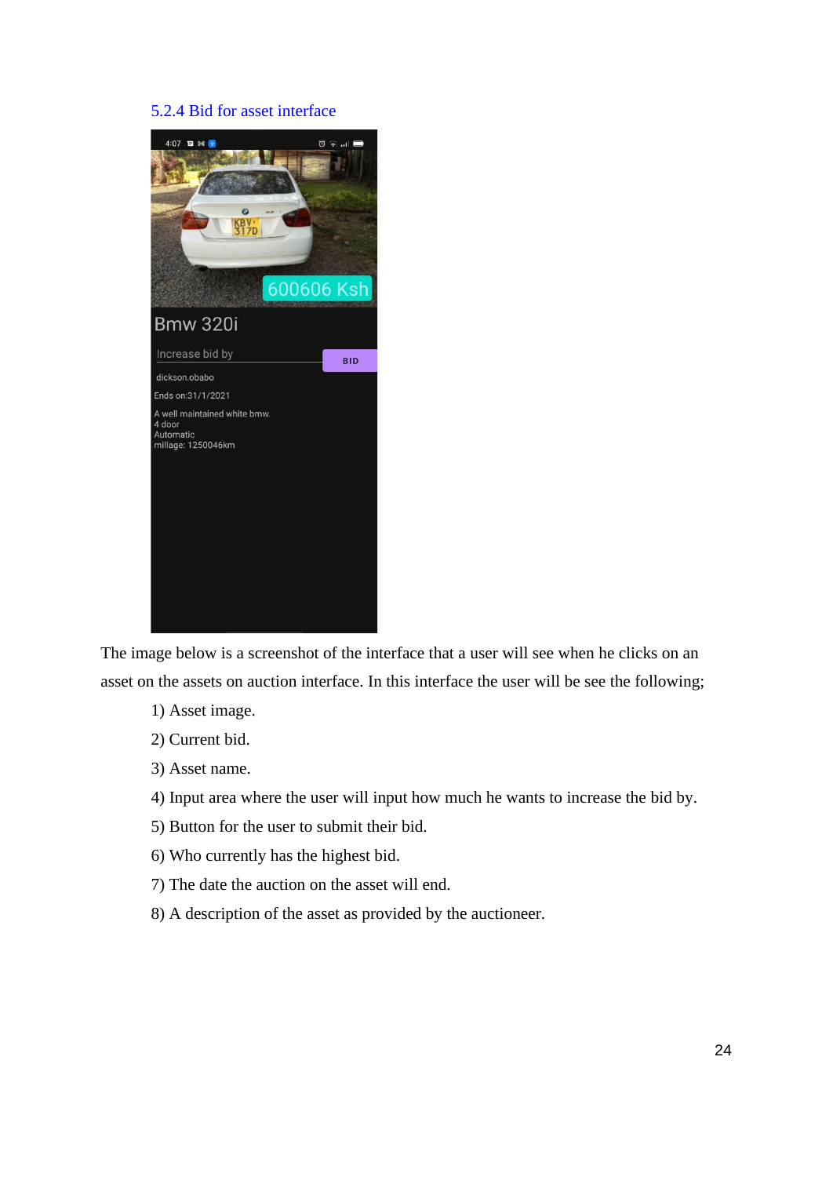### 5.2.4 Bid for asset interface

The image below is a screenshot of the interface that a user will see when he clicks on an asset on the assets on auction interface. In this interface the user will be see the following;

1) Asset image.
2) Current bid.
3) Asset name.
4) Input area where the user will input how much he wants to increase the bid by.
5) Button for the user to submit their bid.
6) Who currently has the highest bid.
7) The date the auction on the asset will end.
8) A description of the asset as provided by the auctioneer.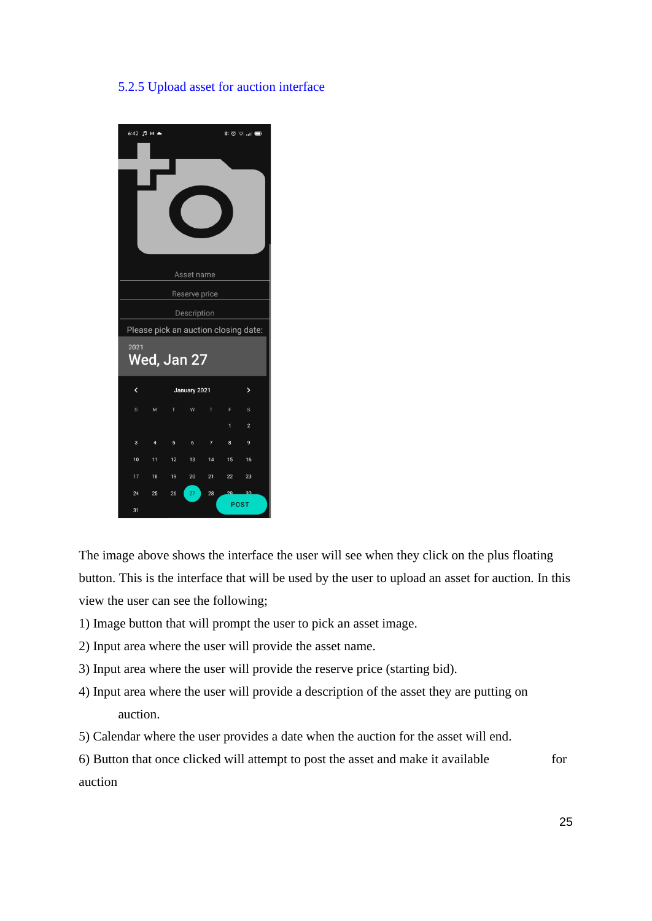### 5.2.5 Upload asset for auction interface

The image above shows the interface the user will see when they click on the plus floating button. This is the interface that will be used by the user to upload an asset for auction. In this view the user can see the following;

1) Image button that will prompt the user to pick an asset image.
2) Input area where the user will provide the asset name.
3) Input area where the user will provide the reserve price (starting bid).
4) Input area where the user will provide a description of the asset they are putting on auction.
5) Calendar where the user provides a date when the auction for the asset will end.
6) Button that once clicked will attempt to post the asset and make it available for auction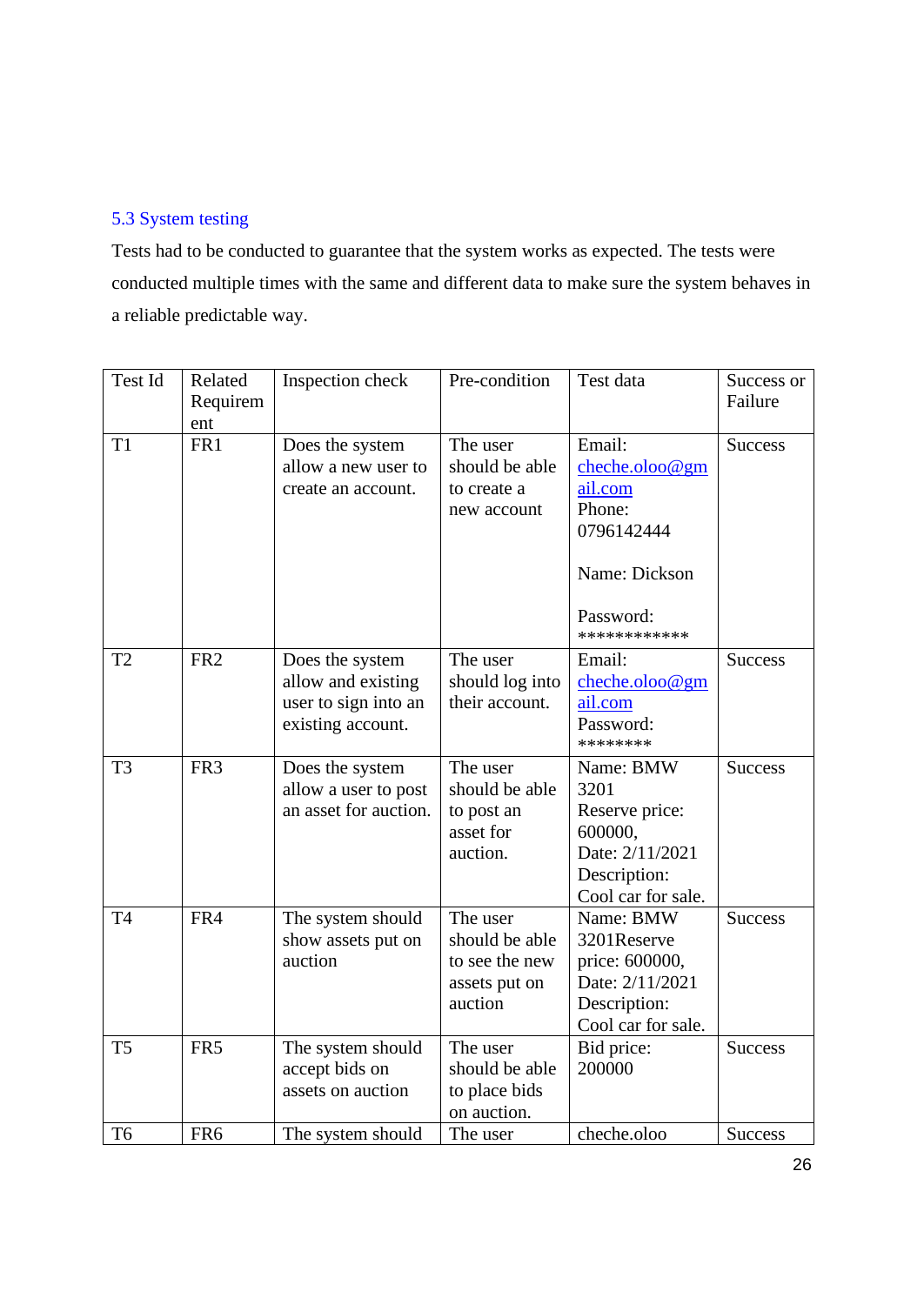## 5.3 System testing

Tests had to be conducted to guarantee that the system works as expected. The tests were conducted multiple times with the same and different data to make sure the system behaves in a reliable predictable way.

| Test Id | Related Requirement | Inspection check | Pre-condition | Test data | Success or Failure |
|---|---|---|---|---|---|
| T1 | FR1 | Does the system allow a new user to create an account. | The user should be able to create a new account | Email: cheche.oloo@gmail.com Phone: 0796142444 Name: Dickson Password: ************ | Success |
| T2 | FR2 | Does the system allow and existing user to sign into an existing account. | The user should log into their account. | Email: cheche.oloo@gmail.com Password: ******** | Success |
| T3 | FR3 | Does the system allow a user to post an asset for auction. | The user should be able to post an asset for auction. | Name: BMW 3201 Reserve price: 600000, Date: 2/11/2021 Description: Cool car for sale. | Success |
| T4 | FR4 | The system should show assets put on auction | The user should be able to see the new assets put on auction | Name: BMW 3201Reserve price: 600000, Date: 2/11/2021 Description: Cool car for sale. | Success |
| T5 | FR5 | The system should accept bids on assets on auction | The user should be able to place bids on auction. | Bid price: 200000 | Success |
| T6 | FR6 | The system should | The user | cheche.oloo | Success |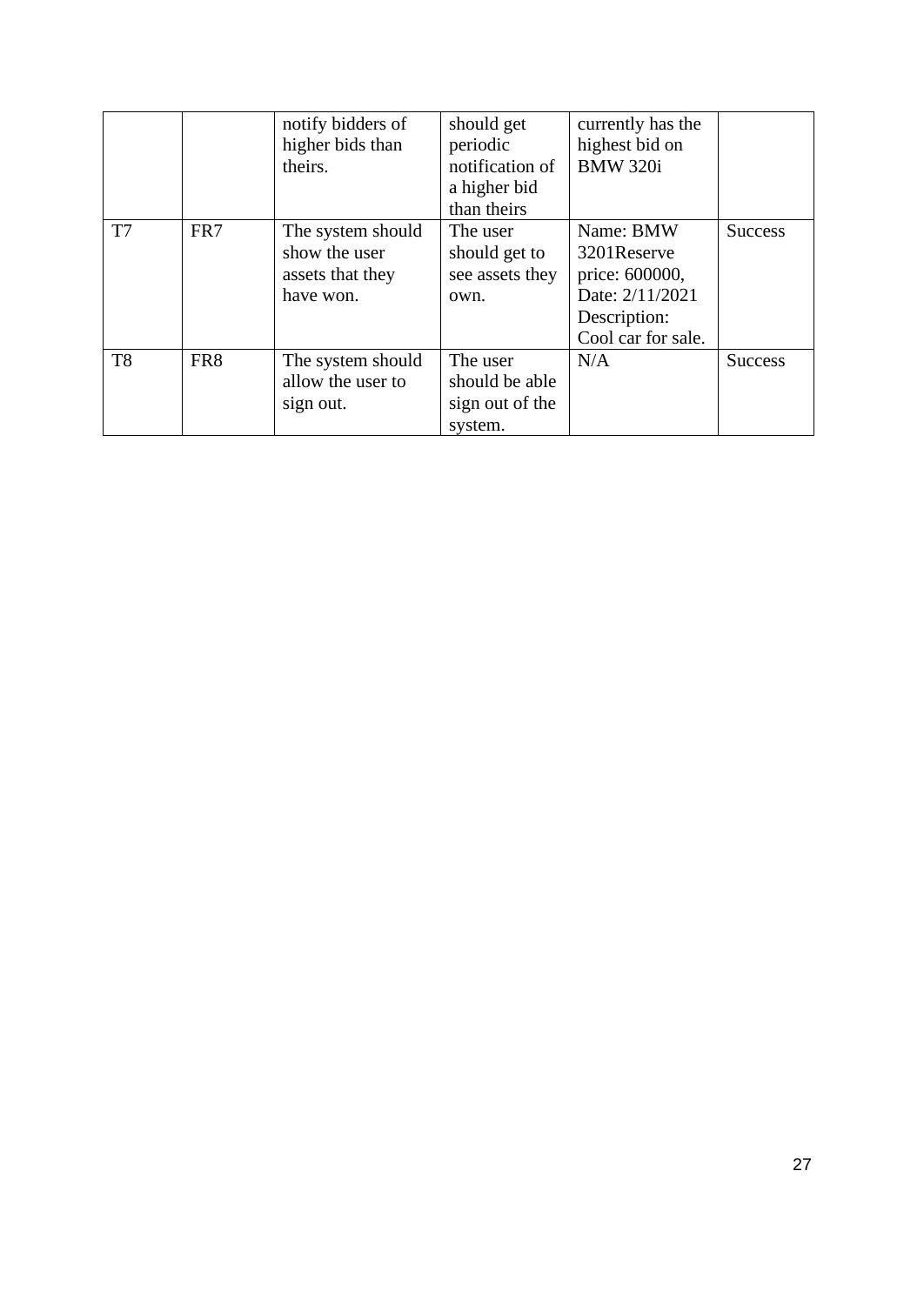| | | notify bidders of higher bids than theirs. | should get periodic notification of a higher bid than theirs | currently has the highest bid on BMW 320i | |
|---|---|---|---|---|---|
| T7 | FR7 | The system should show the user assets that they have won. | The user should get to see assets they own. | Name: BMW 3201Reserve price: 600000, Date: 2/11/2021 Description: Cool car for sale. | Success |
| T8 | FR8 | The system should allow the user to sign out. | The user should be able sign out of the system. | N/A | Success |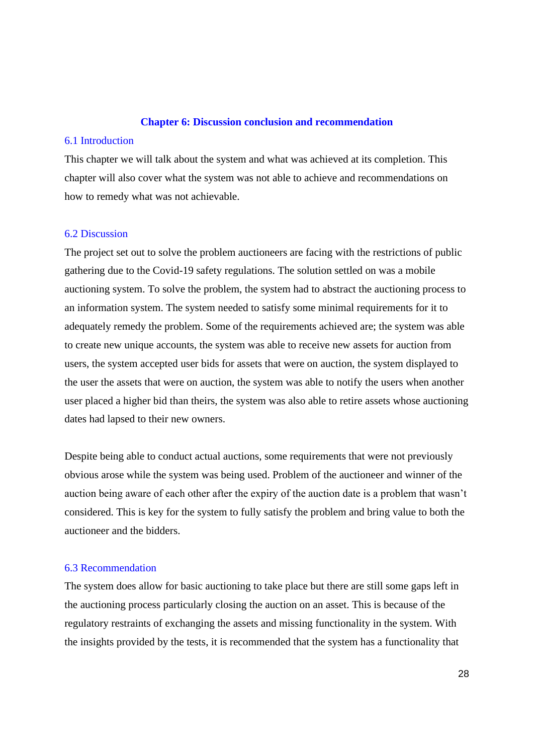# Chapter 6: Discussion conclusion and recommendation

## 6.1 Introduction

This chapter we will talk about the system and what was achieved at its completion. This chapter will also cover what the system was not able to achieve and recommendations on how to remedy what was not achievable.

## 6.2 Discussion

The project set out to solve the problem auctioneers are facing with the restrictions of public gathering due to the Covid-19 safety regulations. The solution settled on was a mobile auctioning system. To solve the problem, the system had to abstract the auctioning process to an information system. The system needed to satisfy some minimal requirements for it to adequately remedy the problem. Some of the requirements achieved are; the system was able to create new unique accounts, the system was able to receive new assets for auction from users, the system accepted user bids for assets that were on auction, the system displayed to the user the assets that were on auction, the system was able to notify the users when another user placed a higher bid than theirs, the system was also able to retire assets whose auctioning dates had lapsed to their new owners.

Despite being able to conduct actual auctions, some requirements that were not previously obvious arose while the system was being used. Problem of the auctioneer and winner of the auction being aware of each other after the expiry of the auction date is a problem that wasn't considered. This is key for the system to fully satisfy the problem and bring value to both the auctioneer and the bidders.

## 6.3 Recommendation

The system does allow for basic auctioning to take place but there are still some gaps left in the auctioning process particularly closing the auction on an asset. This is because of the regulatory restraints of exchanging the assets and missing functionality in the system. With the insights provided by the tests, it is recommended that the system has a functionality that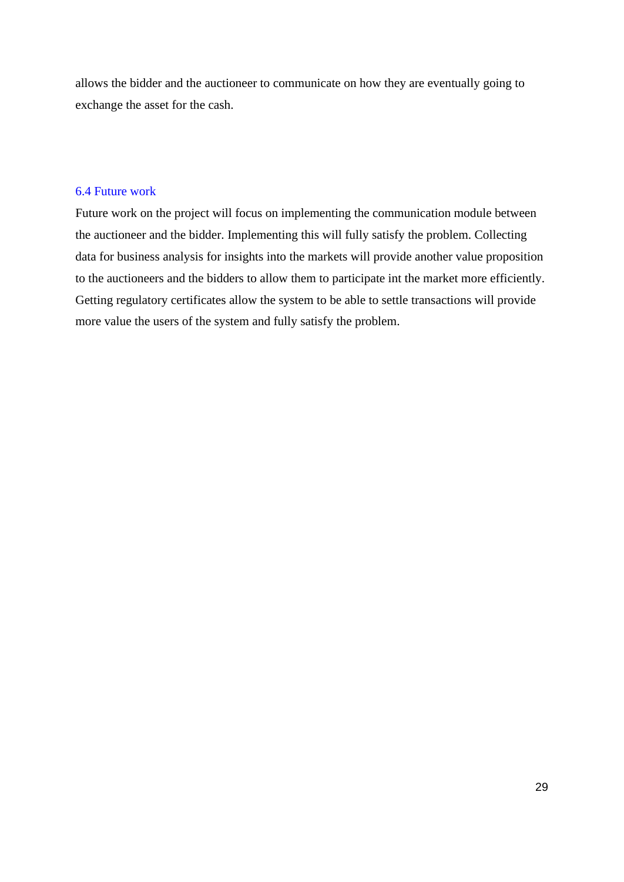allows the bidder and the auctioneer to communicate on how they are eventually going to exchange the asset for the cash.

### 6.4 Future work

Future work on the project will focus on implementing the communication module between the auctioneer and the bidder. Implementing this will fully satisfy the problem. Collecting data for business analysis for insights into the markets will provide another value proposition to the auctioneers and the bidders to allow them to participate int the market more efficiently. Getting regulatory certificates allow the system to be able to settle transactions will provide more value the users of the system and fully satisfy the problem.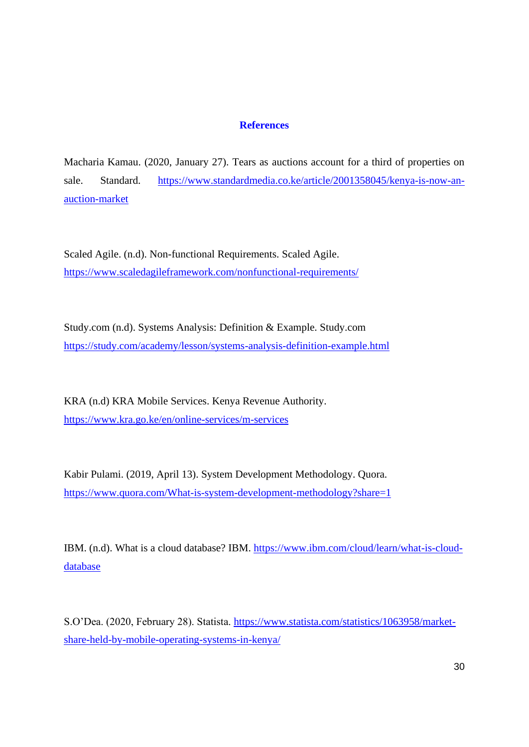# References

Macharia Kamau. (2020, January 27). Tears as auctions account for a third of properties on sale. Standard. https://www.standardmedia.co.ke/article/2001358045/kenya-is-now-an-auction-market

Scaled Agile. (n.d). Non-functional Requirements. Scaled Agile. https://www.scaledagileframework.com/nonfunctional-requirements/

Study.com (n.d). Systems Analysis: Definition & Example. Study.com https://study.com/academy/lesson/systems-analysis-definition-example.html

KRA (n.d) KRA Mobile Services. Kenya Revenue Authority. https://www.kra.go.ke/en/online-services/m-services

Kabir Pulami. (2019, April 13). System Development Methodology. Quora. https://www.quora.com/What-is-system-development-methodology?share=1

IBM. (n.d). What is a cloud database? IBM. https://www.ibm.com/cloud/learn/what-is-cloud-database

S.O'Dea. (2020, February 28). Statista. https://www.statista.com/statistics/1063958/market-share-held-by-mobile-operating-systems-in-kenya/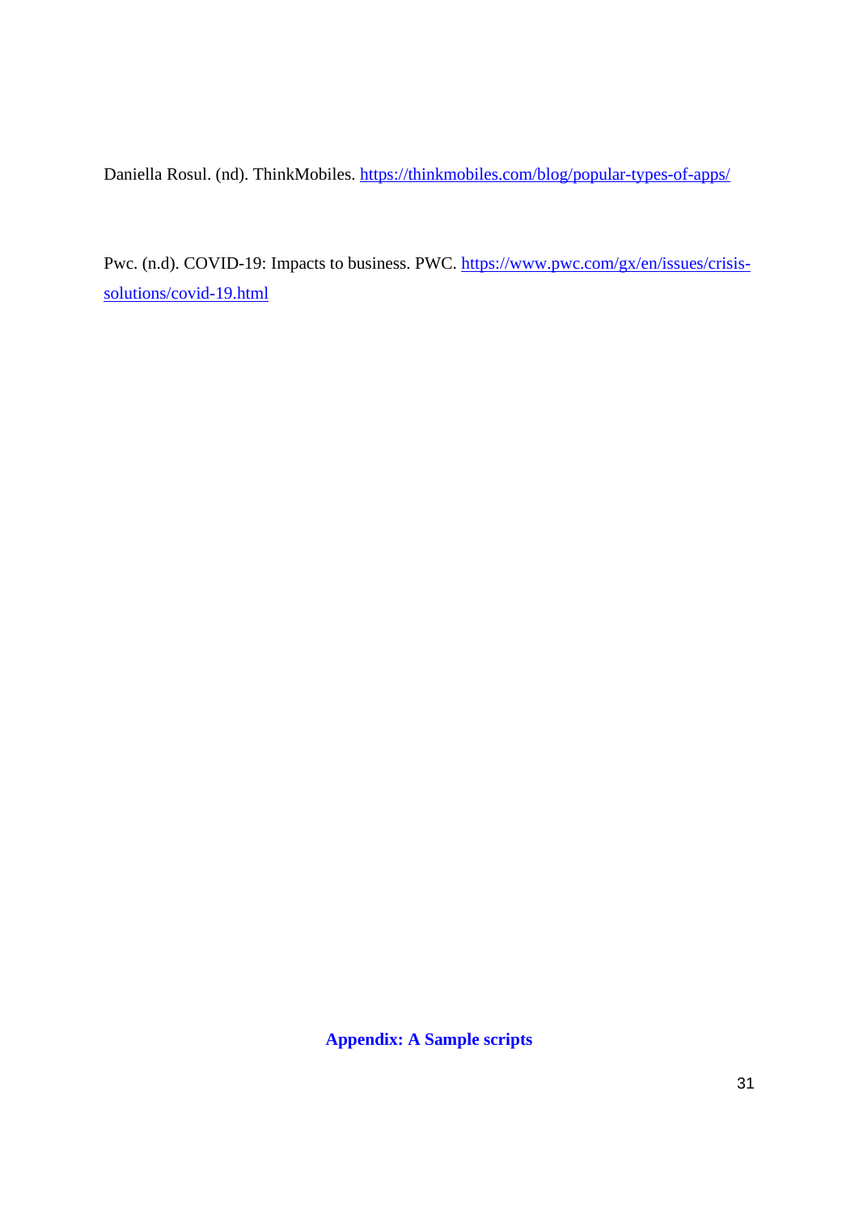Daniella Rosul. (nd). ThinkMobiles. [https://thinkmobiles.com/blog/popular-types-of-apps/](https://thinkmobiles.com/blog/popular-types-of-apps/)

Pwc. (n.d). COVID-19: Impacts to business. PWC. [https://www.pwc.com/gx/en/issues/crisis-solutions/covid-19.html](https://www.pwc.com/gx/en/issues/crisis-solutions/covid-19.html)

## **Appendix: A Sample scripts**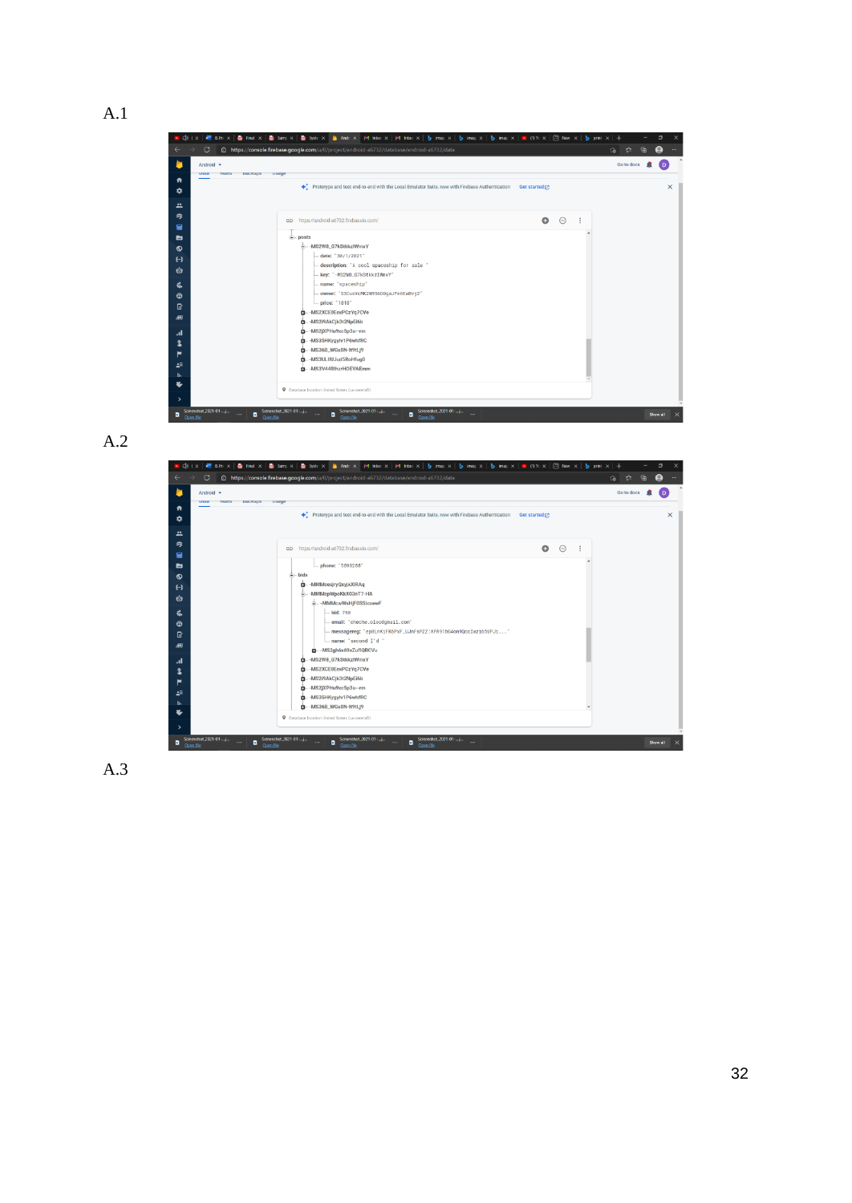A.1

A.2

A.3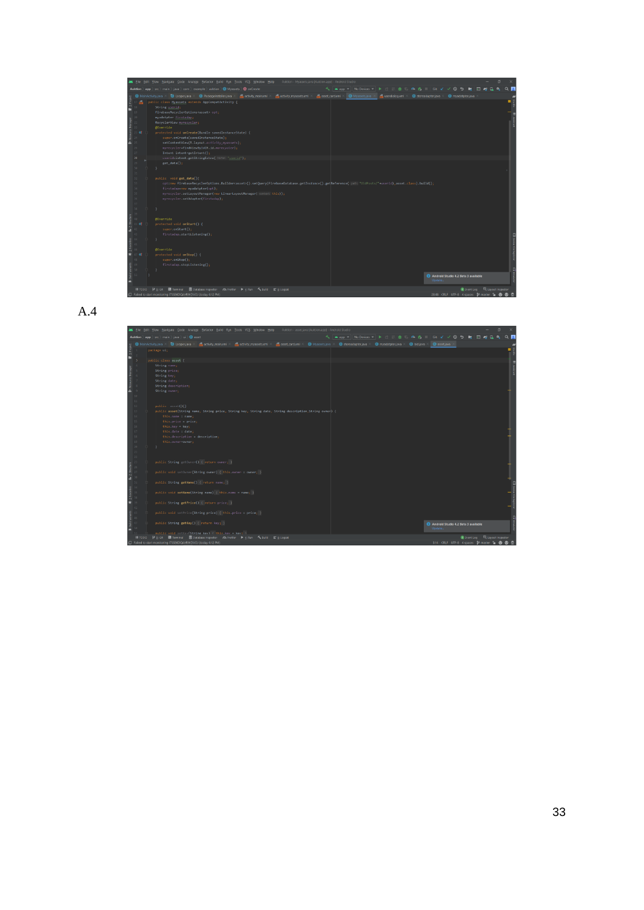A.4